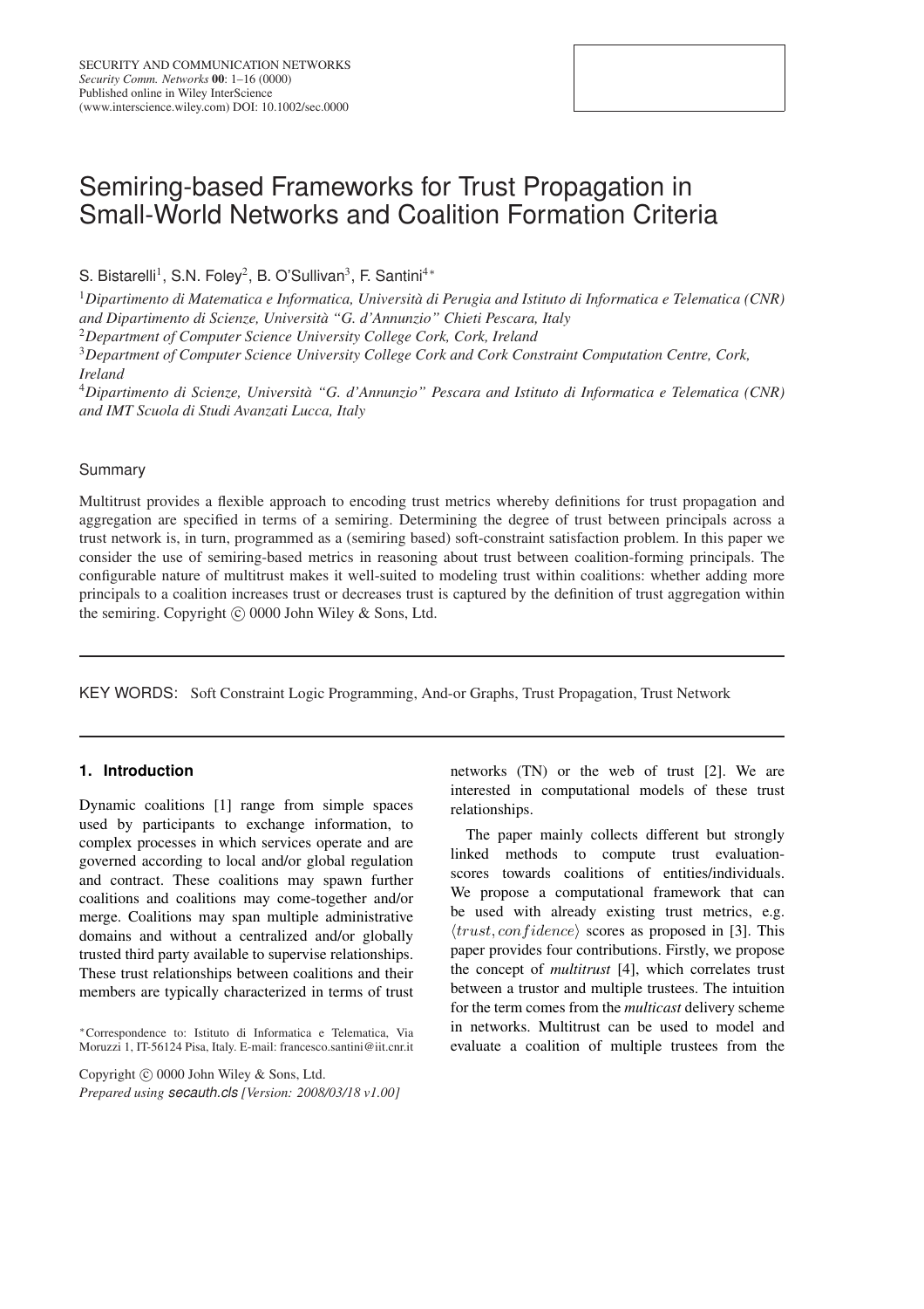# Semiring-based Frameworks for Trust Propagation in Small-World Networks and Coalition Formation Criteria

S. Bistarelli[1], S.N. Foley[2], B. O'Sullivan[3], F. Santini[4]*

[1] *Dipartimento di Matematica e Informatica, Università di Perugia and Istituto di Informatica e Telematica (CNR) and Dipartimento di Scienze, Università "G. d'Annunzio" Chieti Pescara, Italy*

[2] *Department of Computer Science University College Cork, Cork, Ireland*

[3] *Department of Computer Science University College Cork and Cork Constraint Computation Centre, Cork, Ireland*

[4] *Dipartimento di Scienze, Università "G. d'Annunzio" Pescara and Istituto di Informatica e Telematica (CNR) and IMT Scuola di Studi Avanzati Lucca, Italy*

## Summary

Multitrust provides a flexible approach to encoding trust metrics whereby definitions for trust propagation and aggregation are specified in terms of a semiring. Determining the degree of trust between principals across a trust network is, in turn, programmed as a (semiring based) soft-constraint satisfaction problem. In this paper we consider the use of semiring-based metrics in reasoning about trust between coalition-forming principals. The configurable nature of multitrust makes it well-suited to modeling trust within coalitions: whether adding more principals to a coalition increases trust or decreases trust is captured by the definition of trust aggregation within the semiring. Copyright © 0000 John Wiley & Sons, Ltd.

KEY WORDS: Soft Constraint Logic Programming, And-or Graphs, Trust Propagation, Trust Network

## 1. Introduction

Dynamic coalitions [1] range from simple spaces used by participants to exchange information, to complex processes in which services operate and are governed according to local and/or global regulation and contract. These coalitions may spawn further coalitions and coalitions may come-together and/or merge. Coalitions may span multiple administrative domains and without a centralized and/or globally trusted third party available to supervise relationships. These trust relationships between coalitions and their members are typically characterized in terms of trust networks (TN) or the web of trust [2]. We are interested in computational models of these trust relationships.

The paper mainly collects different but strongly linked methods to compute trust evaluation-scores towards coalitions of entities/individuals. We propose a computational framework that can be used with already existing trust metrics, e.g. $\langle trust, confidence \rangle$ scores as proposed in [3]. This paper provides four contributions. Firstly, we propose the concept of *multitrust* [4], which correlates trust between a trustor and multiple trustees. The intuition for the term comes from the *multicast* delivery scheme in networks. Multitrust can be used to model and evaluate a coalition of multiple trustees from the

*Correspondence to: Istituto di Informatica e Telematica, Via Moruzzi 1, IT-56124 Pisa, Italy. E-mail: francesco.santini@iit.cnr.it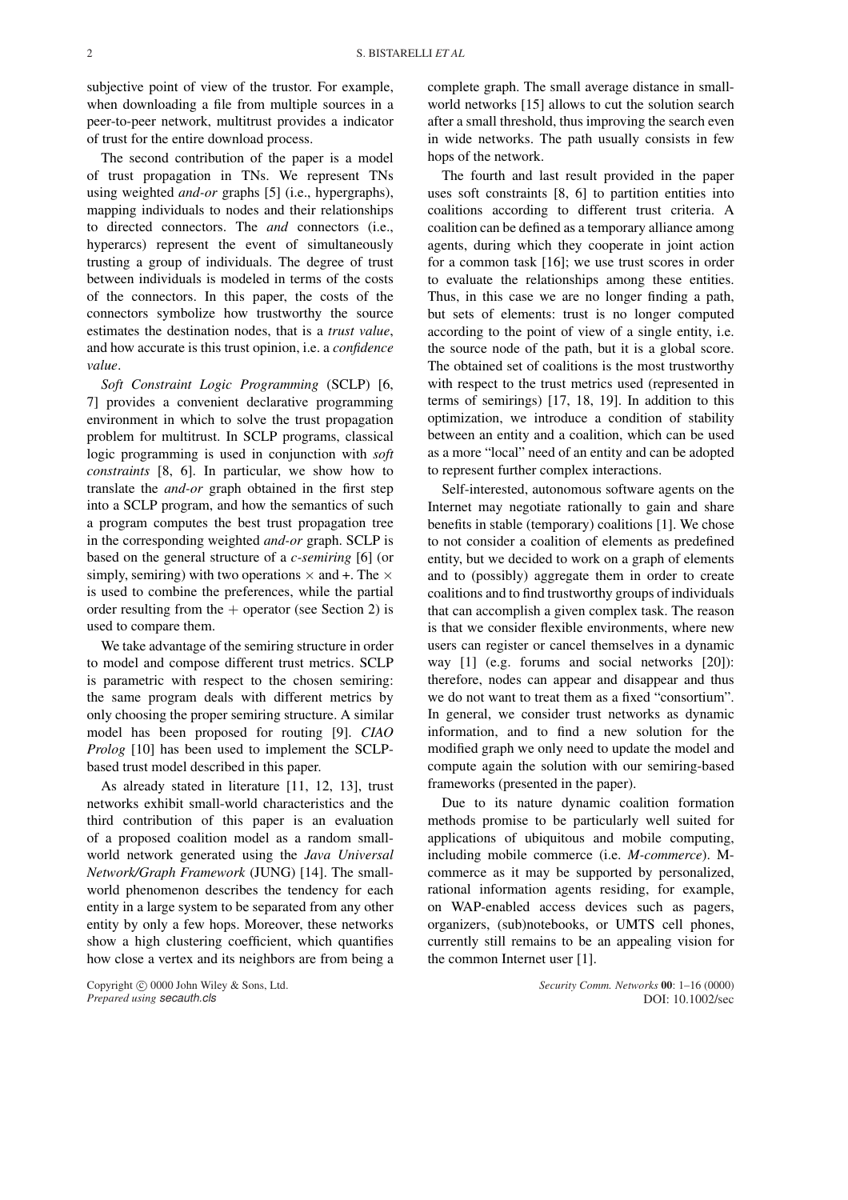subjective point of view of the trustor. For example, when downloading a file from multiple sources in a peer-to-peer network, multitrust provides a indicator of trust for the entire download process.

The second contribution of the paper is a model of trust propagation in TNs. We represent TNs using weighted *and-or* graphs [5] (i.e., hypergraphs), mapping individuals to nodes and their relationships to directed connectors. The *and* connectors (i.e., hyperarcs) represent the event of simultaneously trusting a group of individuals. The degree of trust between individuals is modeled in terms of the costs of the connectors. In this paper, the costs of the connectors symbolize how trustworthy the source estimates the destination nodes, that is a *trust value*, and how accurate is this trust opinion, i.e. a *confidence value*.

*Soft Constraint Logic Programming* (SCLP) [6, 7] provides a convenient declarative programming environment in which to solve the trust propagation problem for multitrust. In SCLP programs, classical logic programming is used in conjunction with *soft constraints* [8, 6]. In particular, we show how to translate the *and-or* graph obtained in the first step into a SCLP program, and how the semantics of such a program computes the best trust propagation tree in the corresponding weighted *and-or* graph. SCLP is based on the general structure of a *c-semiring* [6] (or simply, semiring) with two operations $\times$ and $+$. The $\times$ is used to combine the preferences, while the partial order resulting from the $+$ operator (see Section 2) is used to compare them.

We take advantage of the semiring structure in order to model and compose different trust metrics. SCLP is parametric with respect to the chosen semiring: the same program deals with different metrics by only choosing the proper semiring structure. A similar model has been proposed for routing [9]. *CIAO Prolog* [10] has been used to implement the SCLP-based trust model described in this paper.

As already stated in literature [11, 12, 13], trust networks exhibit small-world characteristics and the third contribution of this paper is an evaluation of a proposed coalition model as a random small-world network generated using the *Java Universal Network/Graph Framework* (JUNG) [14]. The small-world phenomenon describes the tendency for each entity in a large system to be separated from any other entity by only a few hops. Moreover, these networks show a high clustering coefficient, which quantifies how close a vertex and its neighbors are from being a complete graph. The small average distance in small-world networks [15] allows to cut the solution search after a small threshold, thus improving the search even in wide networks. The path usually consists in few hops of the network.

The fourth and last result provided in the paper uses soft constraints [8, 6] to partition entities into coalitions according to different trust criteria. A coalition can be defined as a temporary alliance among agents, during which they cooperate in joint action for a common task [16]; we use trust scores in order to evaluate the relationships among these entities. Thus, in this case we are no longer finding a path, but sets of elements: trust is no longer computed according to the point of view of a single entity, i.e. the source node of the path, but it is a global score. The obtained set of coalitions is the most trustworthy with respect to the trust metrics used (represented in terms of semirings) [17, 18, 19]. In addition to this optimization, we introduce a condition of stability between an entity and a coalition, which can be used as a more "local" need of an entity and can be adopted to represent further complex interactions.

Self-interested, autonomous software agents on the Internet may negotiate rationally to gain and share benefits in stable (temporary) coalitions [1]. We chose to not consider a coalition of elements as predefined entity, but we decided to work on a graph of elements and to (possibly) aggregate them in order to create coalitions and to find trustworthy groups of individuals that can accomplish a given complex task. The reason is that we consider flexible environments, where new users can register or cancel themselves in a dynamic way [1] (e.g. forums and social networks [20]): therefore, nodes can appear and disappear and thus we do not want to treat them as a fixed "consortium". In general, we consider trust networks as dynamic information, and to find a new solution for the modified graph we only need to update the model and compute again the solution with our semiring-based frameworks (presented in the paper).

Due to its nature dynamic coalition formation methods promise to be particularly well suited for applications of ubiquitous and mobile computing, including mobile commerce (i.e. *M-commerce*). M-commerce as it may be supported by personalized, rational information agents residing, for example, on WAP-enabled access devices such as pagers, organizers, (sub)notebooks, or UMTS cell phones, currently still remains to be an appealing vision for the common Internet user [1].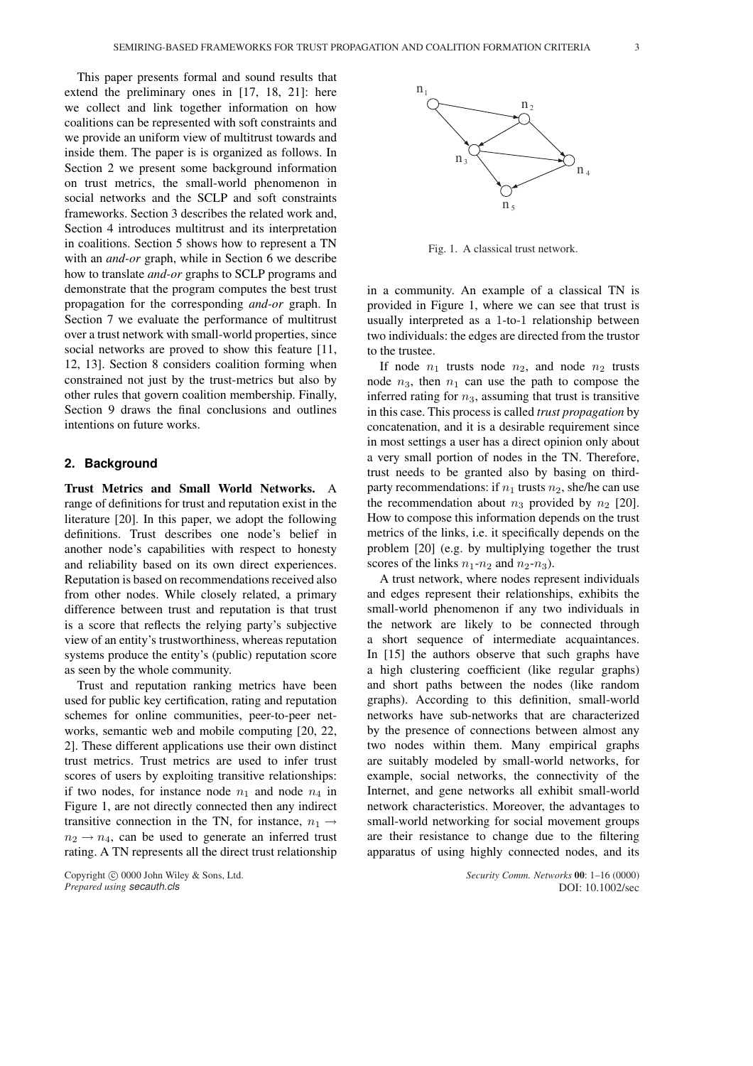This paper presents formal and sound results that extend the preliminary ones in [17, 18, 21]: here we collect and link together information on how coalitions can be represented with soft constraints and we provide an uniform view of multitrust towards and inside them. The paper is is organized as follows. In Section 2 we present some background information on trust metrics, the small-world phenomenon in social networks and the SCLP and soft constraints frameworks. Section 3 describes the related work and, Section 4 introduces multitrust and its interpretation in coalitions. Section 5 shows how to represent a TN with an *and-or* graph, while in Section 6 we describe how to translate *and-or* graphs to SCLP programs and demonstrate that the program computes the best trust propagation for the corresponding *and-or* graph. In Section 7 we evaluate the performance of multitrust over a trust network with small-world properties, since social networks are proved to show this feature [11, 12, 13]. Section 8 considers coalition forming when constrained not just by the trust-metrics but also by other rules that govern coalition membership. Finally, Section 9 draws the final conclusions and outlines intentions on future works.

## 2. Background

**Trust Metrics and Small World Networks.** A range of definitions for trust and reputation exist in the literature [20]. In this paper, we adopt the following definitions. Trust describes one node's belief in another node's capabilities with respect to honesty and reliability based on its own direct experiences. Reputation is based on recommendations received also from other nodes. While closely related, a primary difference between trust and reputation is that trust is a score that reflects the relying party's subjective view of an entity's trustworthiness, whereas reputation systems produce the entity's (public) reputation score as seen by the whole community.

Trust and reputation ranking metrics have been used for public key certification, rating and reputation schemes for online communities, peer-to-peer networks, semantic web and mobile computing [20, 22, 2]. These different applications use their own distinct trust metrics. Trust metrics are used to infer trust scores of users by exploiting transitive relationships: if two nodes, for instance node $n_1$ and node $n_4$ in Figure 1, are not directly connected then any indirect transitive connection in the TN, for instance, $n_1 \rightarrow n_2 \rightarrow n_4$, can be used to generate an inferred trust rating. A TN represents all the direct trust relationship in a community. An example of a classical TN is provided in Figure 1, where we can see that trust is usually interpreted as a 1-to-1 relationship between two individuals: the edges are directed from the trustor to the trustee.

Fig. 1. A classical trust network.

If node $n_1$ trusts node $n_2$, and node $n_2$ trusts node $n_3$, then $n_1$ can use the path to compose the inferred rating for $n_3$, assuming that trust is transitive in this case. This process is called *trust propagation* by concatenation, and it is a desirable requirement since in most settings a user has a direct opinion only about a very small portion of nodes in the TN. Therefore, trust needs to be granted also by basing on third-party recommendations: if $n_1$ trusts $n_2$, she/he can use the recommendation about $n_3$ provided by $n_2$ [20]. How to compose this information depends on the trust metrics of the links, i.e. it specifically depends on the problem [20] (e.g. by multiplying together the trust scores of the links $n_1$-$n_2$ and $n_2$-$n_3$).

A trust network, where nodes represent individuals and edges represent their relationships, exhibits the small-world phenomenon if any two individuals in the network are likely to be connected through a short sequence of intermediate acquaintances. In [15] the authors observe that such graphs have a high clustering coefficient (like regular graphs) and short paths between the nodes (like random graphs). According to this definition, small-world networks have sub-networks that are characterized by the presence of connections between almost any two nodes within them. Many empirical graphs are suitably modeled by small-world networks, for example, social networks, the connectivity of the Internet, and gene networks all exhibit small-world network characteristics. Moreover, the advantages to small-world networking for social movement groups are their resistance to change due to the filtering apparatus of using highly connected nodes, and its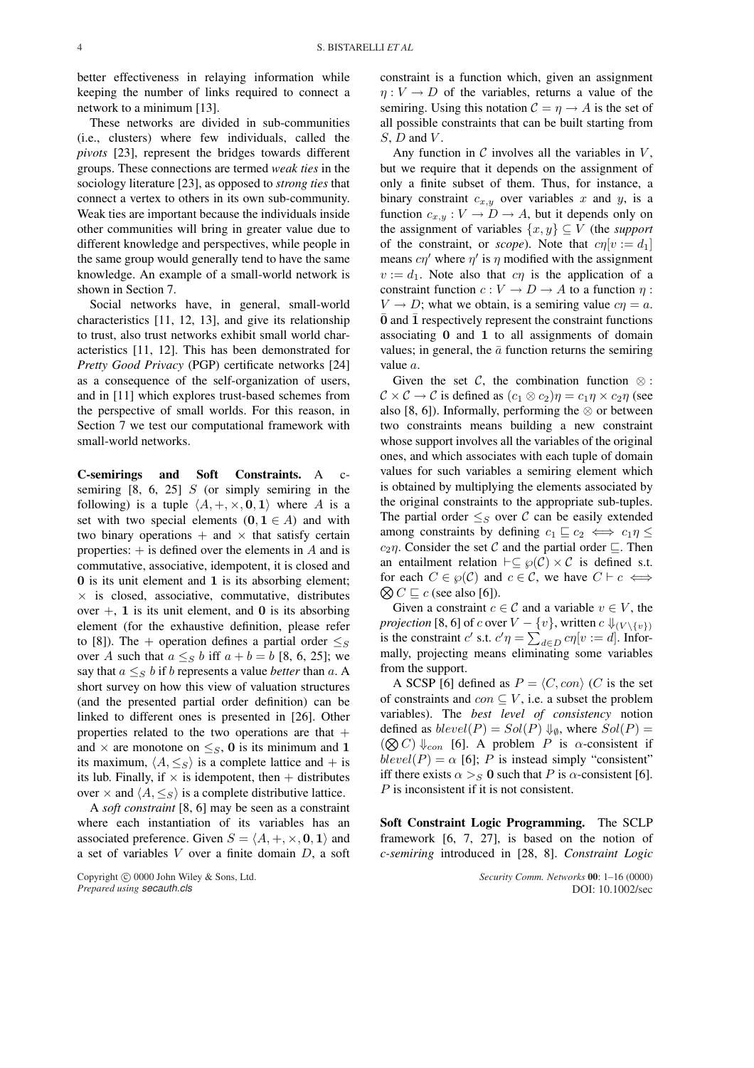better effectiveness in relaying information while keeping the number of links required to connect a network to a minimum [13].

These networks are divided in sub-communities (i.e., clusters) where few individuals, called the *pivots* [23], represent the bridges towards different groups. These connections are termed *weak ties* in the sociology literature [23], as opposed to *strong ties* that connect a vertex to others in its own sub-community. Weak ties are important because the individuals inside other communities will bring in greater value due to different knowledge and perspectives, while people in the same group would generally tend to have the same knowledge. An example of a small-world network is shown in Section 7.

Social networks have, in general, small-world characteristics [11, 12, 13], and give its relationship to trust, also trust networks exhibit small world characteristics [11, 12]. This has been demonstrated for *Pretty Good Privacy* (PGP) certificate networks [24] as a consequence of the self-organization of users, and in [11] which explores trust-based schemes from the perspective of small worlds. For this reason, in Section 7 we test our computational framework with small-world networks.

**C-semirings and Soft Constraints.** A c-semiring [8, 6, 25] $S$ (or simply semiring in the following) is a tuple $\langle A, +, \times, \mathbf{0}, \mathbf{1}\rangle$ where $A$ is a set with two special elements ($\mathbf{0}, \mathbf{1} \in A$) and with two binary operations $+$ and $\times$ that satisfy certain properties: $+$ is defined over the elements in $A$ and is commutative, associative, idempotent, it is closed and $\mathbf{0}$ is its unit element and $\mathbf{1}$ is its absorbing element; $\times$ is closed, associative, commutative, distributes over $+$, $\mathbf{1}$ is its unit element, and $\mathbf{0}$ is its absorbing element (for the exhaustive definition, please refer to [8]). The $+$ operation defines a partial order $\leq_S$ over $A$ such that $a \leq_S b$ iff $a + b = b$ [8, 6, 25]; we say that $a \leq_S b$ if $b$ represents a value *better* than $a$. A short survey on how this view of valuation structures (and the presented partial order definition) can be linked to different ones is presented in [26]. Other properties related to the two operations are that $+$ and $\times$ are monotone on $\leq_S$, $\mathbf{0}$ is its minimum and $\mathbf{1}$ its maximum, $\langle A, \leq_S\rangle$ is a complete lattice and $+$ is its lub. Finally, if $\times$ is idempotent, then $+$ distributes over $\times$ and $\langle A, \leq_S\rangle$ is a complete distributive lattice.

A *soft constraint* [8, 6] may be seen as a constraint where each instantiation of its variables has an associated preference. Given $S = \langle A, +, \times, \mathbf{0}, \mathbf{1}\rangle$ and a set of variables $V$ over a finite domain $D$, a soft constraint is a function which, given an assignment $\eta : V \to D$ of the variables, returns a value of the semiring. Using this notation $\mathcal{C} = \eta \to A$ is the set of all possible constraints that can be built starting from $S$, $D$ and $V$.

Any function in $\mathcal{C}$ involves all the variables in $V$, but we require that it depends on the assignment of only a finite subset of them. Thus, for instance, a binary constraint $c_{x,y}$ over variables $x$ and $y$, is a function $c_{x,y} : V \to D \to A$, but it depends only on the assignment of variables $\{x, y\} \subseteq V$ (the *support* of the constraint, or *scope*). Note that $c\eta[v := d_1]$ means $c\eta'$ where $\eta'$ is $\eta$ modified with the assignment $v := d_1$. Note also that $c\eta$ is the application of a constraint function $c : V \to D \to A$ to a function $\eta : V \to D$; what we obtain, is a semiring value $c\eta = a$. $\bar{\mathbf{0}}$ and $\bar{\mathbf{1}}$ respectively represent the constraint functions associating $\mathbf{0}$ and $\mathbf{1}$ to all assignments of domain values; in general, the $\bar{a}$ function returns the semiring value $a$.

Given the set $\mathcal{C}$, the combination function $\otimes : \mathcal{C} \times \mathcal{C} \to \mathcal{C}$ is defined as $(c_1 \otimes c_2)\eta = c_1\eta \times c_2\eta$ (see also [8, 6]). Informally, performing the $\otimes$ or between two constraints means building a new constraint whose support involves all the variables of the original ones, and which associates with each tuple of domain values for such variables a semiring element which is obtained by multiplying the elements associated by the original constraints to the appropriate sub-tuples. The partial order $\leq_S$ over $\mathcal{C}$ can be easily extended among constraints by defining $c_1 \sqsubseteq c_2 \iff c_1\eta \leq c_2\eta$. Consider the set $\mathcal{C}$ and the partial order $\sqsubseteq$. Then an entailment relation $\vdash \subseteq \wp(\mathcal{C}) \times \mathcal{C}$ is defined s.t. for each $C \in \wp(\mathcal{C})$ and $c \in \mathcal{C}$, we have $C \vdash c \iff \bigotimes C \sqsubseteq c$ (see also [6]).

Given a constraint $c \in \mathcal{C}$ and a variable $v \in V$, the *projection* [8, 6] of $c$ over $V - \{v\}$, written $c \Downarrow_{(V \setminus \{v\})}$ is the constraint $c'$ s.t. $c'\eta = \sum_{d \in D} c\eta[v := d]$. Informally, projecting means eliminating some variables from the support.

A SCSP [6] defined as $P = \langle C, con\rangle$ ($C$ is the set of constraints and $con \subseteq V$, i.e. a subset the problem variables). The *best level of consistency* notion defined as $blevel(P) = Sol(P) \Downarrow_\emptyset$, where $Sol(P) = (\bigotimes C) \Downarrow_{con}$ [6]. A problem $P$ is $\alpha$-consistent if $blevel(P) = \alpha$ [6]; $P$ is instead simply "consistent" iff there exists $\alpha >_S \mathbf{0}$ such that $P$ is $\alpha$-consistent [6]. $P$ is inconsistent if it is not consistent.

**Soft Constraint Logic Programming.** The SCLP framework [6, 7, 27], is based on the notion of *c-semiring* introduced in [28, 8]. *Constraint Logic*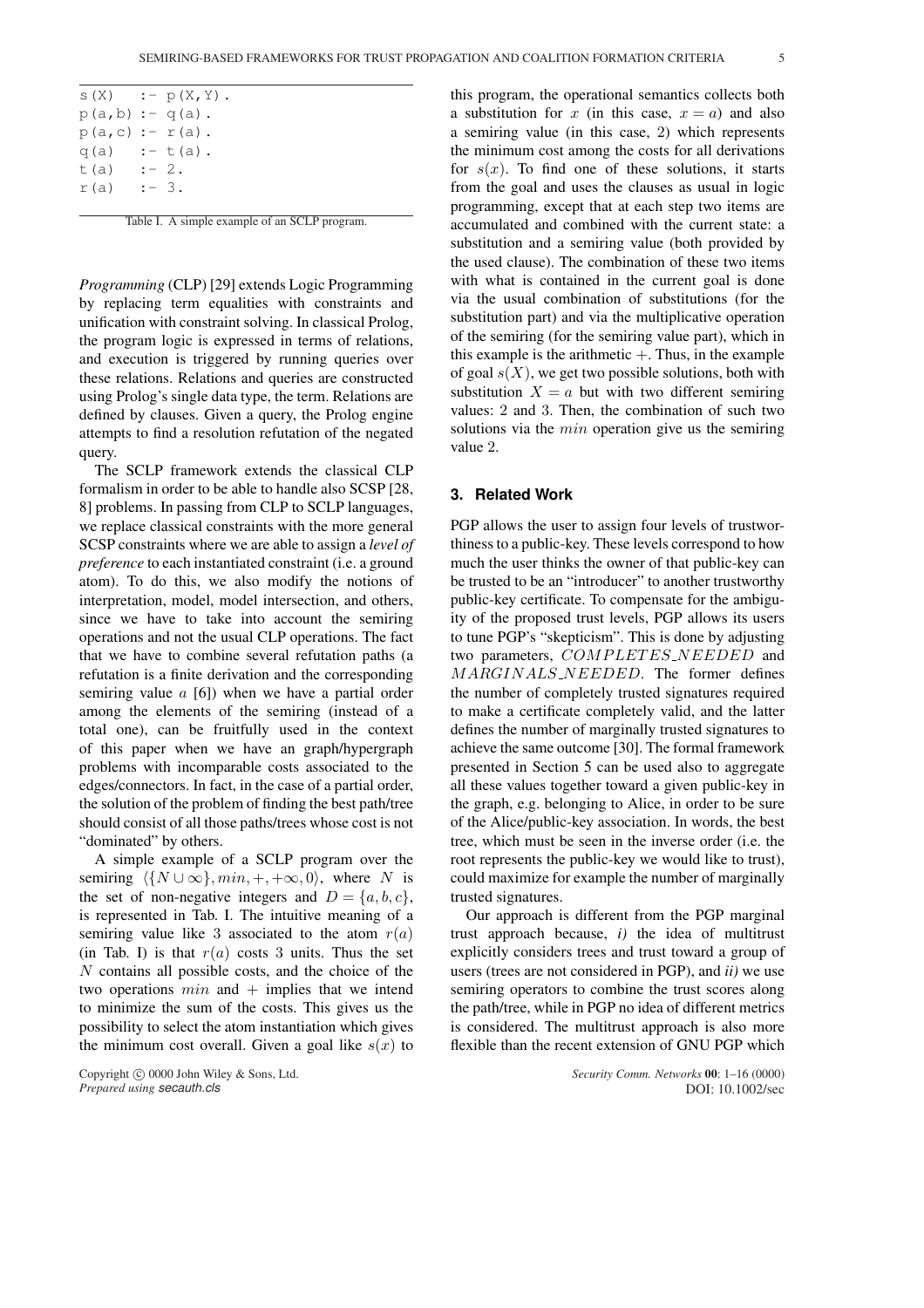```
s(X)   :- p(X,Y).
p(a,b) :- q(a).
p(a,c) :- r(a).
q(a)   :- t(a).
t(a)   :- 2.
r(a)   :- 3.
```

Table I. A simple example of an SCLP program.

*Programming* (CLP) [29] extends Logic Programming by replacing term equalities with constraints and unification with constraint solving. In classical Prolog, the program logic is expressed in terms of relations, and execution is triggered by running queries over these relations. Relations and queries are constructed using Prolog's single data type, the term. Relations are defined by clauses. Given a query, the Prolog engine attempts to find a resolution refutation of the negated query.

The SCLP framework extends the classical CLP formalism in order to be able to handle also SCSP [28, 8] problems. In passing from CLP to SCLP languages, we replace classical constraints with the more general SCSP constraints where we are able to assign a *level of preference* to each instantiated constraint (i.e. a ground atom). To do this, we also modify the notions of interpretation, model, model intersection, and others, since we have to take into account the semiring operations and not the usual CLP operations. The fact that we have to combine several refutation paths (a refutation is a finite derivation and the corresponding semiring value $a$ [6]) when we have a partial order among the elements of the semiring (instead of a total one), can be fruitfully used in the context of this paper when we have an graph/hypergraph problems with incomparable costs associated to the edges/connectors. In fact, in the case of a partial order, the solution of the problem of finding the best path/tree should consist of all those paths/trees whose cost is not "dominated" by others.

A simple example of a SCLP program over the semiring $\langle \{N \cup \infty\}, min, +, +\infty, 0\rangle$, where $N$ is the set of non-negative integers and $D = \{a, b, c\}$, is represented in Tab. I. The intuitive meaning of a semiring value like 3 associated to the atom $r(a)$ (in Tab. I) is that $r(a)$ costs 3 units. Thus the set $N$ contains all possible costs, and the choice of the two operations $min$ and $+$ implies that we intend to minimize the sum of the costs. This gives us the possibility to select the atom instantiation which gives the minimum cost overall. Given a goal like $s(x)$ to this program, the operational semantics collects both a substitution for $x$ (in this case, $x = a$) and also a semiring value (in this case, 2) which represents the minimum cost among the costs for all derivations for $s(x)$. To find one of these solutions, it starts from the goal and uses the clauses as usual in logic programming, except that at each step two items are accumulated and combined with the current state: a substitution and a semiring value (both provided by the used clause). The combination of these two items with what is contained in the current goal is done via the usual combination of substitutions (for the substitution part) and via the multiplicative operation of the semiring (for the semiring value part), which in this example is the arithmetic $+$. Thus, in the example of goal $s(X)$, we get two possible solutions, both with substitution $X = a$ but with two different semiring values: 2 and 3. Then, the combination of such two solutions via the $min$ operation give us the semiring value 2.

## 3. Related Work

PGP allows the user to assign four levels of trustworthiness to a public-key. These levels correspond to how much the user thinks the owner of that public-key can be trusted to be an "introducer" to another trustworthy public-key certificate. To compensate for the ambiguity of the proposed trust levels, PGP allows its users to tune PGP's "skepticism". This is done by adjusting two parameters, $COMPLETES\_NEEDED$ and $MARGINALS\_NEEDED$. The former defines the number of completely trusted signatures required to make a certificate completely valid, and the latter defines the number of marginally trusted signatures to achieve the same outcome [30]. The formal framework presented in Section 5 can be used also to aggregate all these values together toward a given public-key in the graph, e.g. belonging to Alice, in order to be sure of the Alice/public-key association. In words, the best tree, which must be seen in the inverse order (i.e. the root represents the public-key we would like to trust), could maximize for example the number of marginally trusted signatures.

Our approach is different from the PGP marginal trust approach because, *i)* the idea of multitrust explicitly considers trees and trust toward a group of users (trees are not considered in PGP), and *ii)* we use semiring operators to combine the trust scores along the path/tree, while in PGP no idea of different metrics is considered. The multitrust approach is also more flexible than the recent extension of GNU PGP which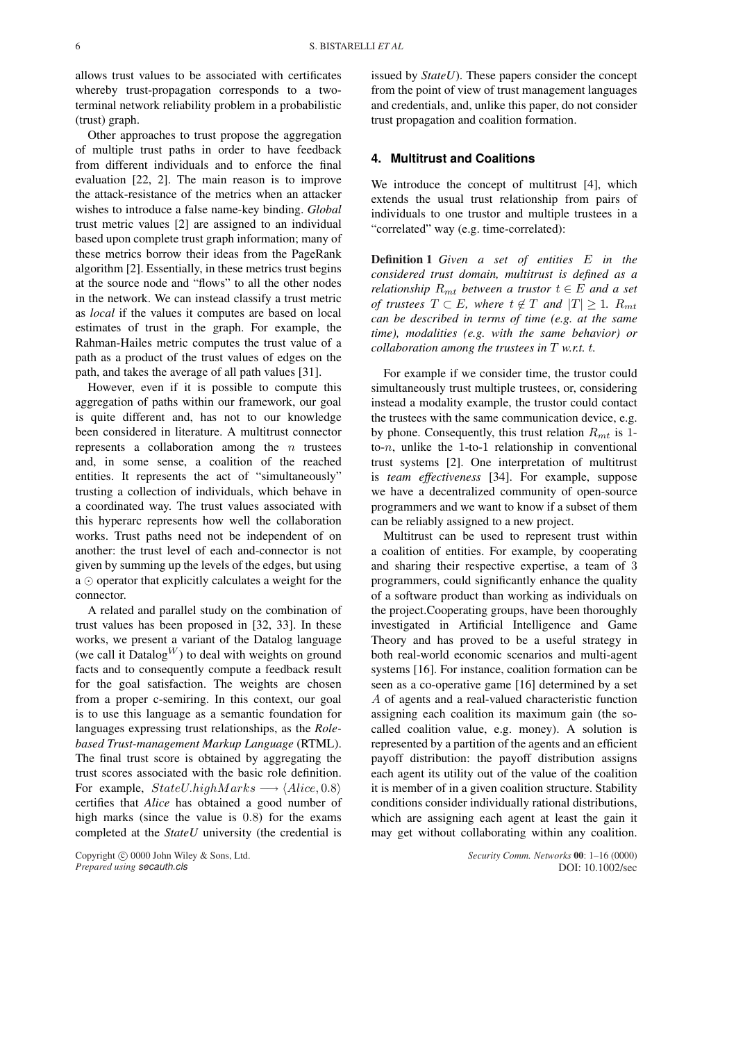allows trust values to be associated with certificates whereby trust-propagation corresponds to a two-terminal network reliability problem in a probabilistic (trust) graph.

Other approaches to trust propose the aggregation of multiple trust paths in order to have feedback from different individuals and to enforce the final evaluation [22, 2]. The main reason is to improve the attack-resistance of the metrics when an attacker wishes to introduce a false name-key binding. *Global* trust metric values [2] are assigned to an individual based upon complete trust graph information; many of these metrics borrow their ideas from the PageRank algorithm [2]. Essentially, in these metrics trust begins at the source node and "flows" to all the other nodes in the network. We can instead classify a trust metric as *local* if the values it computes are based on local estimates of trust in the graph. For example, the Rahman-Hailes metric computes the trust value of a path as a product of the trust values of edges on the path, and takes the average of all path values [31].

However, even if it is possible to compute this aggregation of paths within our framework, our goal is quite different and, has not to our knowledge been considered in literature. A multitrust connector represents a collaboration among the $n$ trustees and, in some sense, a coalition of the reached entities. It represents the act of "simultaneously" trusting a collection of individuals, which behave in a coordinated way. The trust values associated with this hyperarc represents how well the collaboration works. Trust paths need not be independent of on another: the trust level of each and-connector is not given by summing up the levels of the edges, but using a $\odot$ operator that explicitly calculates a weight for the connector.

A related and parallel study on the combination of trust values has been proposed in [32, 33]. In these works, we present a variant of the Datalog language (we call it Datalog$^W$) to deal with weights on ground facts and to consequently compute a feedback result for the goal satisfaction. The weights are chosen from a proper c-semiring. In this context, our goal is to use this language as a semantic foundation for languages expressing trust relationships, as the *Role-based Trust-management Markup Language* (RTML). The final trust score is obtained by aggregating the trust scores associated with the basic role definition. For example, $StateU.highMarks \longrightarrow \langle Alice, 0.8\rangle$ certifies that *Alice* has obtained a good number of high marks (since the value is $0.8$) for the exams completed at the *StateU* university (the credential is issued by *StateU*). These papers consider the concept from the point of view of trust management languages and credentials, and, unlike this paper, do not consider trust propagation and coalition formation.

## 4. Multitrust and Coalitions

We introduce the concept of multitrust [4], which extends the usual trust relationship from pairs of individuals to one trustor and multiple trustees in a "correlated" way (e.g. time-correlated):

**Definition 1** *Given a set of entities $E$ in the considered trust domain, multitrust is defined as a relationship $R_{mt}$ between a trustor $t \in E$ and a set of trustees $T \subset E$, where $t \notin T$ and $|T| \geq 1$. $R_{mt}$ can be described in terms of time (e.g. at the same time), modalities (e.g. with the same behavior) or collaboration among the trustees in $T$ w.r.t. $t$.*

For example if we consider time, the trustor could simultaneously trust multiple trustees, or, considering instead a modality example, the trustor could contact the trustees with the same communication device, e.g. by phone. Consequently, this trust relation $R_{mt}$ is 1-to-$n$, unlike the 1-to-1 relationship in conventional trust systems [2]. One interpretation of multitrust is *team effectiveness* [34]. For example, suppose we have a decentralized community of open-source programmers and we want to know if a subset of them can be reliably assigned to a new project.

Multitrust can be used to represent trust within a coalition of entities. For example, by cooperating and sharing their respective expertise, a team of 3 programmers, could significantly enhance the quality of a software product than working as individuals on the project.Cooperating groups, have been thoroughly investigated in Artificial Intelligence and Game Theory and has proved to be a useful strategy in both real-world economic scenarios and multi-agent systems [16]. For instance, coalition formation can be seen as a co-operative game [16] determined by a set $A$ of agents and a real-valued characteristic function assigning each coalition its maximum gain (the so-called coalition value, e.g. money). A solution is represented by a partition of the agents and an efficient payoff distribution: the payoff distribution assigns each agent its utility out of the value of the coalition it is member of in a given coalition structure. Stability conditions consider individually rational distributions, which are assigning each agent at least the gain it may get without collaborating within any coalition.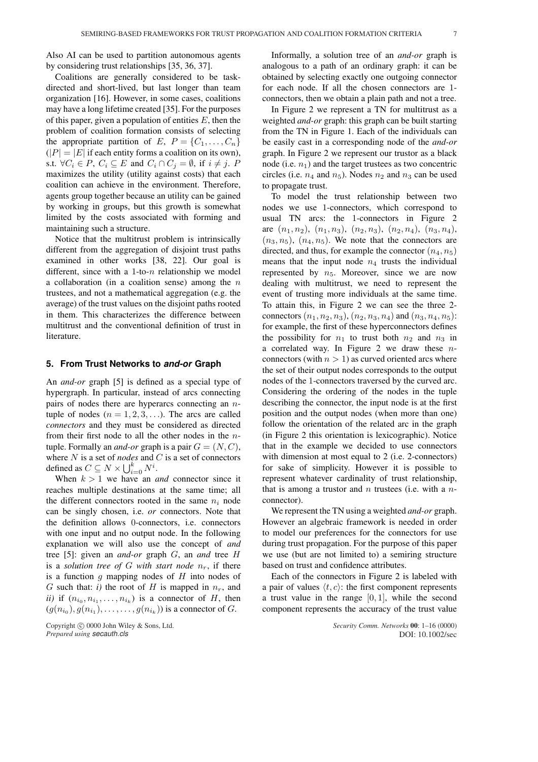Also AI can be used to partition autonomous agents by considering trust relationships [35, 36, 37].

Coalitions are generally considered to be task-directed and short-lived, but last longer than team organization [16]. However, in some cases, coalitions may have a long lifetime created [35]. For the purposes of this paper, given a population of entities $E$, then the problem of coalition formation consists of selecting the appropriate partition of $E$, $P = \{C_1, \ldots, C_n\}$ ($|P| = |E|$ if each entity forms a coalition on its own), s.t. $\forall C_i \in P$, $C_i \subseteq E$ and $C_i \cap C_j = \emptyset$, if $i \neq j$. $P$ maximizes the utility (utility against costs) that each coalition can achieve in the environment. Therefore, agents group together because an utility can be gained by working in groups, but this growth is somewhat limited by the costs associated with forming and maintaining such a structure.

Notice that the multitrust problem is intrinsically different from the aggregation of disjoint trust paths examined in other works [38, 22]. Our goal is different, since with a 1-to-$n$ relationship we model a collaboration (in a coalition sense) among the $n$ trustees, and not a mathematical aggregation (e.g. the average) of the trust values on the disjoint paths rooted in them. This characterizes the difference between multitrust and the conventional definition of trust in literature.

## 5. From Trust Networks to *and-or* Graph

An *and-or* graph [5] is defined as a special type of hypergraph. In particular, instead of arcs connecting pairs of nodes there are hyperarcs connecting an $n$-tuple of nodes ($n = 1, 2, 3, \ldots$). The arcs are called *connectors* and they must be considered as directed from their first node to all the other nodes in the $n$-tuple. Formally an *and-or* graph is a pair $G = (N, C)$, where $N$ is a set of *nodes* and $C$ is a set of connectors defined as $C \subseteq N \times \bigcup_{i=0}^{k} N^i$.

When $k > 1$ we have an *and* connector since it reaches multiple destinations at the same time; all the different connectors rooted in the same $n_i$ node can be singly chosen, i.e. *or* connectors. Note that the definition allows 0-connectors, i.e. connectors with one input and no output node. In the following explanation we will also use the concept of *and* tree [5]: given an *and-or* graph $G$, an *and* tree $H$ is a *solution tree of $G$ with start node $n_r$*, if there is a function $g$ mapping nodes of $H$ into nodes of $G$ such that: *i)* the root of $H$ is mapped in $n_r$, and *ii)* if $(n_{i_0}, n_{i_1}, \ldots, n_{i_k})$ is a connector of $H$, then $(g(n_{i_0}), g(n_{i_1}), \ldots, \ldots, g(n_{i_k}))$ is a connector of $G$.

Informally, a solution tree of an *and-or* graph is analogous to a path of an ordinary graph: it can be obtained by selecting exactly one outgoing connector for each node. If all the chosen connectors are 1-connectors, then we obtain a plain path and not a tree.

In Figure 2 we represent a TN for multitrust as a weighted *and-or* graph: this graph can be built starting from the TN in Figure 1. Each of the individuals can be easily cast in a corresponding node of the *and-or* graph. In Figure 2 we represent our trustor as a black node (i.e. $n_1$) and the target trustees as two concentric circles (i.e. $n_4$ and $n_5$). Nodes $n_2$ and $n_3$ can be used to propagate trust.

To model the trust relationship between two nodes we use 1-connectors, which correspond to usual TN arcs: the 1-connectors in Figure 2 are $(n_1, n_2)$, $(n_1, n_3)$, $(n_2, n_3)$, $(n_2, n_4)$, $(n_3, n_4)$, $(n_3, n_5)$, $(n_4, n_5)$. We note that the connectors are directed, and thus, for example the connector $(n_4, n_5)$ means that the input node $n_4$ trusts the individual represented by $n_5$. Moreover, since we are now dealing with multitrust, we need to represent the event of trusting more individuals at the same time. To attain this, in Figure 2 we can see the three 2-connectors $(n_1, n_2, n_3)$, $(n_2, n_3, n_4)$ and $(n_3, n_4, n_5)$: for example, the first of these hyperconnectors defines the possibility for $n_1$ to trust both $n_2$ and $n_3$ in a correlated way. In Figure 2 we draw these $n$-connectors (with $n > 1$) as curved oriented arcs where the set of their output nodes corresponds to the output nodes of the 1-connectors traversed by the curved arc. Considering the ordering of the nodes in the tuple describing the connector, the input node is at the first position and the output nodes (when more than one) follow the orientation of the related arc in the graph (in Figure 2 this orientation is lexicographic). Notice that in the example we decided to use connectors with dimension at most equal to 2 (i.e. 2-connectors) for sake of simplicity. However it is possible to represent whatever cardinality of trust relationship, that is among a trustor and $n$ trustees (i.e. with a $n$-connector).

We represent the TN using a weighted *and-or* graph. However an algebraic framework is needed in order to model our preferences for the connectors for use during trust propagation. For the purpose of this paper we use (but are not limited to) a semiring structure based on trust and confidence attributes.

Each of the connectors in Figure 2 is labeled with a pair of values $\langle t, c \rangle$: the first component represents a trust value in the range $[0, 1]$, while the second component represents the accuracy of the trust value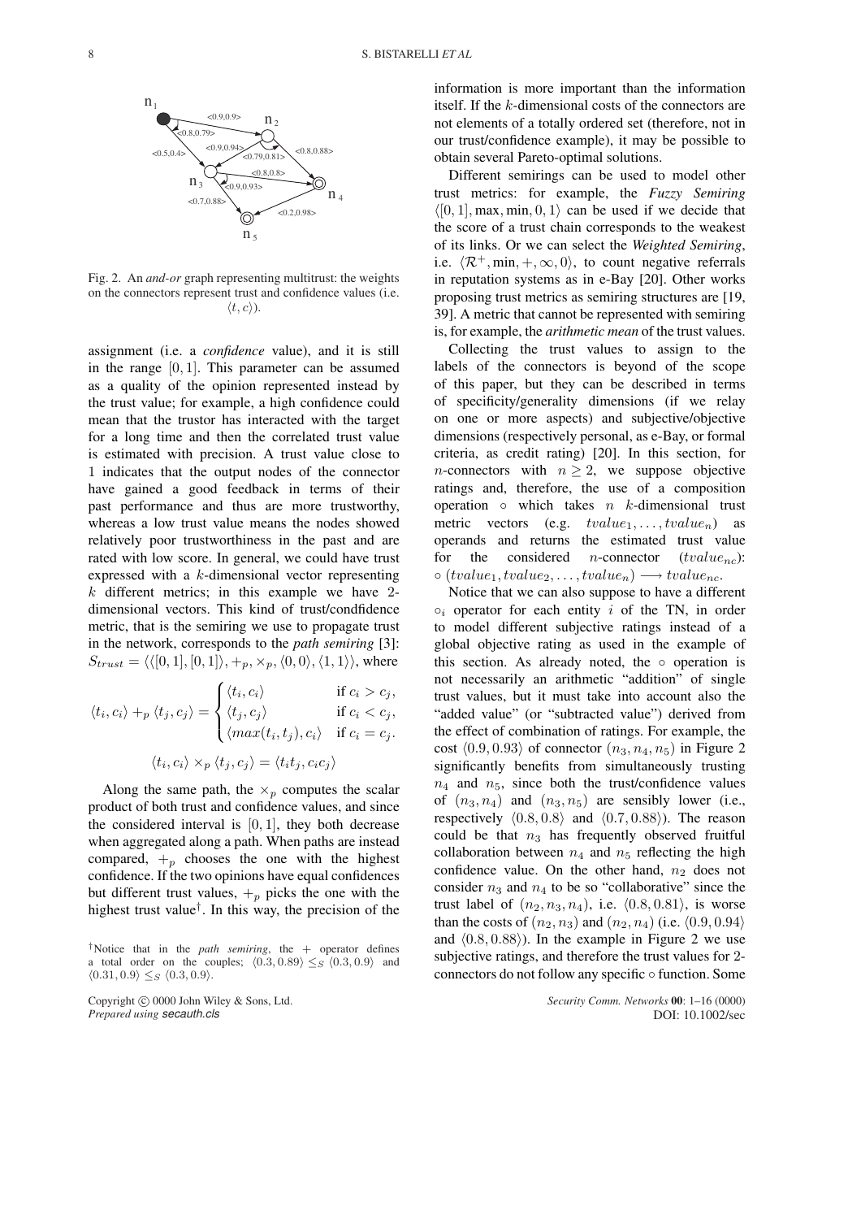Fig. 2. An *and-or* graph representing multitrust: the weights on the connectors represent trust and confidence values (i.e. $\langle t, c \rangle$).

assignment (i.e. a *confidence* value), and it is still in the range $[0, 1]$. This parameter can be assumed as a quality of the opinion represented instead by the trust value; for example, a high confidence could mean that the trustor has interacted with the target for a long time and then the correlated trust value is estimated with precision. A trust value close to 1 indicates that the output nodes of the connector have gained a good feedback in terms of their past performance and thus are more trustworthy, whereas a low trust value means the nodes showed relatively poor trustworthiness in the past and are rated with low score. In general, we could have trust expressed with a $k$-dimensional vector representing $k$ different metrics; in this example we have 2-dimensional vectors. This kind of trust/condfidence metric, that is the semiring we use to propagate trust in the network, corresponds to the *path semiring* [3]: $S_{trust} = \langle\langle [0, 1], [0, 1]\rangle, +_p, \times_p, \langle 0, 0\rangle, \langle 1, 1\rangle\rangle$, where

$$\langle t_i, c_i\rangle +_p \langle t_j, c_j\rangle = \begin{cases} \langle t_i, c_i\rangle & \text{if } c_i > c_j, \\ \langle t_j, c_j\rangle & \text{if } c_i < c_j, \\ \langle max(t_i, t_j), c_i\rangle & \text{if } c_i = c_j. \end{cases}$$

$$\langle t_i, c_i\rangle \times_p \langle t_j, c_j\rangle = \langle t_i t_j, c_i c_j\rangle$$

Along the same path, the $\times_p$ computes the scalar product of both trust and confidence values, and since the considered interval is $[0, 1]$, they both decrease when aggregated along a path. When paths are instead compared, $+_p$ chooses the one with the highest confidence. If the two opinions have equal confidences but different trust values, $+_p$ picks the one with the highest trust value†. In this way, the precision of the information is more important than the information itself. If the $k$-dimensional costs of the connectors are not elements of a totally ordered set (therefore, not in our trust/confidence example), it may be possible to obtain several Pareto-optimal solutions.

Different semirings can be used to model other trust metrics: for example, the *Fuzzy Semiring* $\langle [0, 1], \max, \min, 0, 1\rangle$ can be used if we decide that the score of a trust chain corresponds to the weakest of its links. Or we can select the *Weighted Semiring*, i.e. $\langle \mathcal{R}^+, \min, +, \infty, 0\rangle$, to count negative referrals in reputation systems as in e-Bay [20]. Other works proposing trust metrics as semiring structures are [19, 39]. A metric that cannot be represented with semiring is, for example, the *arithmetic mean* of the trust values.

Collecting the trust values to assign to the labels of the connectors is beyond of the scope of this paper, but they can be described in terms of specificity/generality dimensions (if we relay on one or more aspects) and subjective/objective dimensions (respectively personal, as e-Bay, or formal criteria, as credit rating) [20]. In this section, for $n$-connectors with $n \geq 2$, we suppose objective ratings and, therefore, the use of a composition operation $\circ$ which takes $n$ $k$-dimensional trust metric vectors (e.g. $tvalue_1, \ldots, tvalue_n$) as operands and returns the estimated trust value for the considered $n$-connector ($tvalue_{nc}$): $\circ\,(tvalue_1, tvalue_2, \ldots, tvalue_n) \longrightarrow tvalue_{nc}$.

Notice that we can also suppose to have a different $\circ_i$ operator for each entity $i$ of the TN, in order to model different subjective ratings instead of a global objective rating as used in the example of this section. As already noted, the $\circ$ operation is not necessarily an arithmetic "addition" of single trust values, but it must take into account also the "added value" (or "subtracted value") derived from the effect of combination of ratings. For example, the cost $\langle 0.9, 0.93\rangle$ of connector $(n_3, n_4, n_5)$ in Figure 2 significantly benefits from simultaneously trusting $n_4$ and $n_5$, since both the trust/confidence values of $(n_3, n_4)$ and $(n_3, n_5)$ are sensibly lower (i.e., respectively $\langle 0.8, 0.8\rangle$ and $\langle 0.7, 0.88\rangle$). The reason could be that $n_3$ has frequently observed fruitful collaboration between $n_4$ and $n_5$ reflecting the high confidence value. On the other hand, $n_2$ does not consider $n_3$ and $n_4$ to be so "collaborative" since the trust label of $(n_2, n_3, n_4)$, i.e. $\langle 0.8, 0.81\rangle$, is worse than the costs of $(n_2, n_3)$ and $(n_2, n_4)$ (i.e. $\langle 0.9, 0.94\rangle$ and $\langle 0.8, 0.88\rangle$). In the example in Figure 2 we use subjective ratings, and therefore the trust values for 2-connectors do not follow any specific $\circ$ function. Some

†Notice that in the *path semiring*, the $+$ operator defines a total order on the couples; $\langle 0.3, 0.89\rangle \leq_S \langle 0.3, 0.9\rangle$ and $\langle 0.31, 0.9\rangle \leq_S \langle 0.3, 0.9\rangle$.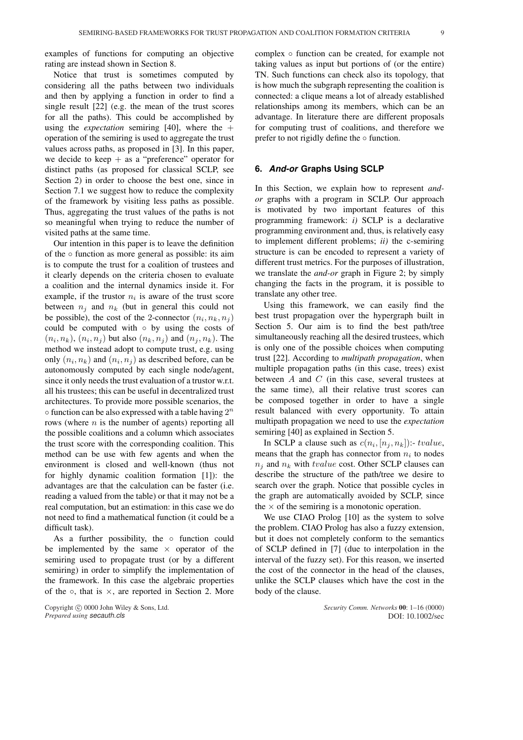examples of functions for computing an objective rating are instead shown in Section 8.

Notice that trust is sometimes computed by considering all the paths between two individuals and then by applying a function in order to find a single result [22] (e.g. the mean of the trust scores for all the paths). This could be accomplished by using the *expectation* semiring [40], where the $+$ operation of the semiring is used to aggregate the trust values across paths, as proposed in [3]. In this paper, we decide to keep $+$ as a "preference" operator for distinct paths (as proposed for classical SCLP, see Section 2) in order to choose the best one, since in Section 7.1 we suggest how to reduce the complexity of the framework by visiting less paths as possible. Thus, aggregating the trust values of the paths is not so meaningful when trying to reduce the number of visited paths at the same time.

Our intention in this paper is to leave the definition of the $\circ$ function as more general as possible: its aim is to compute the trust for a coalition of trustees and it clearly depends on the criteria chosen to evaluate a coalition and the internal dynamics inside it. For example, if the trustor $n_i$ is aware of the trust score between $n_j$ and $n_k$ (but in general this could not be possible), the cost of the 2-connector $(n_i, n_k, n_j)$ could be computed with $\circ$ by using the costs of $(n_i, n_k)$, $(n_i, n_j)$ but also $(n_k, n_j)$ and $(n_j, n_k)$. The method we instead adopt to compute trust, e.g. using only $(n_i, n_k)$ and $(n_i, n_j)$ as described before, can be autonomously computed by each single node/agent, since it only needs the trust evaluation of a trustor w.r.t. all his trustees; this can be useful in decentralized trust architectures. To provide more possible scenarios, the $\circ$ function can be also expressed with a table having $2^n$ rows (where $n$ is the number of agents) reporting all the possible coalitions and a column which associates the trust score with the corresponding coalition. This method can be use with few agents and when the environment is closed and well-known (thus not for highly dynamic coalition formation [1]): the advantages are that the calculation can be faster (i.e. reading a valued from the table) or that it may not be a real computation, but an estimation: in this case we do not need to find a mathematical function (it could be a difficult task).

As a further possibility, the $\circ$ function could be implemented by the same $\times$ operator of the semiring used to propagate trust (or by a different semiring) in order to simplify the implementation of the framework. In this case the algebraic properties of the $\circ$, that is $\times$, are reported in Section 2. More complex $\circ$ function can be created, for example not taking values as input but portions of (or the entire) TN. Such functions can check also its topology, that is how much the subgraph representing the coalition is connected: a clique means a lot of already established relationships among its members, which can be an advantage. In literature there are different proposals for computing trust of coalitions, and therefore we prefer to not rigidly define the $\circ$ function.

## 6. *And-or* Graphs Using SCLP

In this Section, we explain how to represent *and-or* graphs with a program in SCLP. Our approach is motivated by two important features of this programming framework: *i)* SCLP is a declarative programming environment and, thus, is relatively easy to implement different problems; *ii)* the c-semiring structure is can be encoded to represent a variety of different trust metrics. For the purposes of illustration, we translate the *and-or* graph in Figure 2; by simply changing the facts in the program, it is possible to translate any other tree.

Using this framework, we can easily find the best trust propagation over the hypergraph built in Section 5. Our aim is to find the best path/tree simultaneously reaching all the desired trustees, which is only one of the possible choices when computing trust [22]. According to *multipath propagation*, when multiple propagation paths (in this case, trees) exist between $A$ and $C$ (in this case, several trustees at the same time), all their relative trust scores can be composed together in order to have a single result balanced with every opportunity. To attain multipath propagation we need to use the *expectation* semiring [40] as explained in Section 5.

In SCLP a clause such as $c(n_i, [n_j, n_k])$:- $tvalue$, means that the graph has connector from $n_i$ to nodes $n_j$ and $n_k$ with $tvalue$ cost. Other SCLP clauses can describe the structure of the path/tree we desire to search over the graph. Notice that possible cycles in the graph are automatically avoided by SCLP, since the $\times$ of the semiring is a monotonic operation.

We use CIAO Prolog [10] as the system to solve the problem. CIAO Prolog has also a fuzzy extension, but it does not completely conform to the semantics of SCLP defined in [7] (due to interpolation in the interval of the fuzzy set). For this reason, we inserted the cost of the connector in the head of the clauses, unlike the SCLP clauses which have the cost in the body of the clause.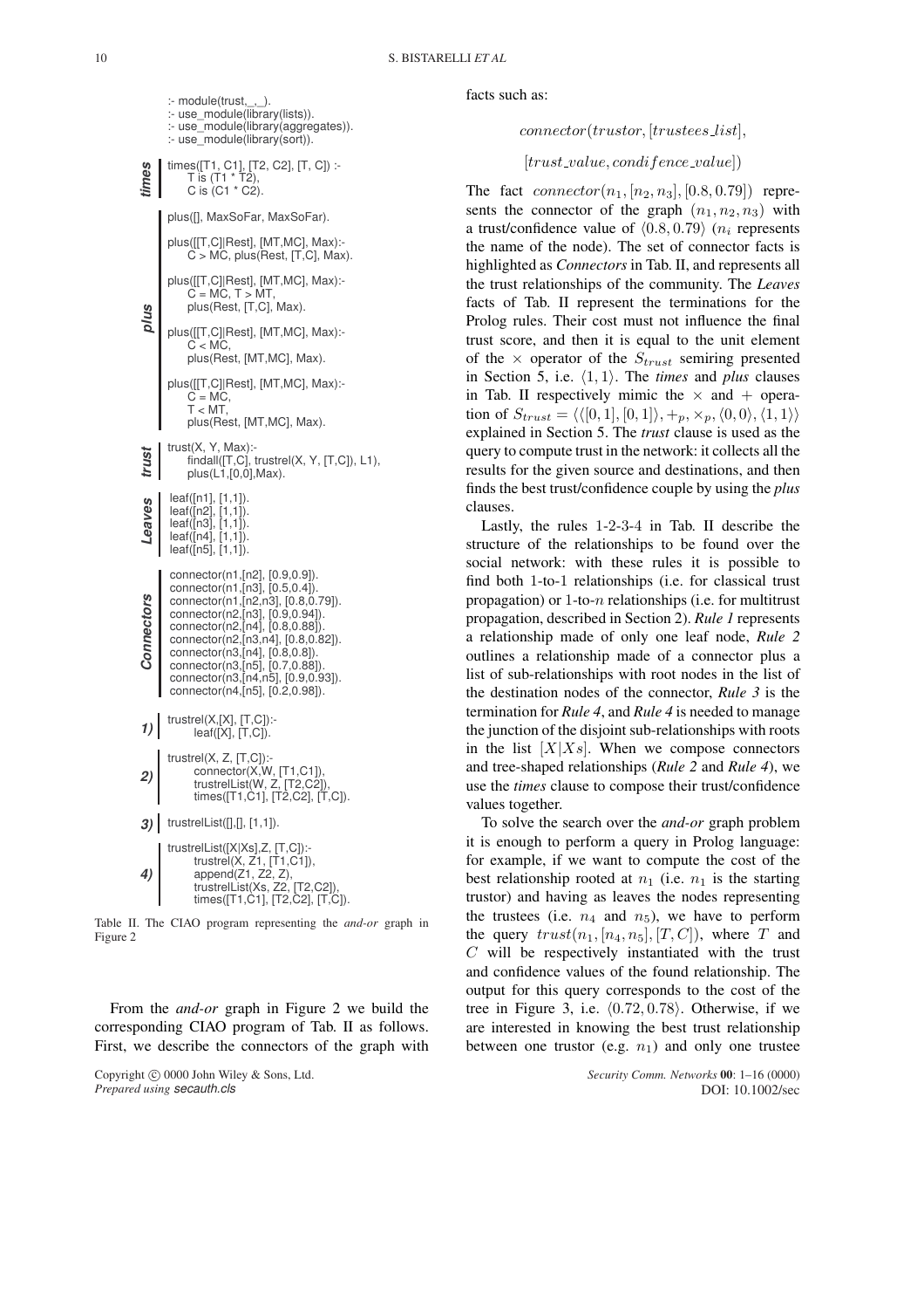```
:- module(trust,_,_).
:- use_module(library(lists)).
:- use_module(library(aggregates)).
:- use_module(library(sort)).

% times
times([T1, C1], [T2, C2], [T, C]) :-
    T is (T1 * T2),
    C is (C1 * C2).

% plus
plus([], MaxSoFar, MaxSoFar).

plus([[T,C]|Rest], [MT,MC], Max):-
    C > MC, plus(Rest, [T,C], Max).

plus([[T,C]|Rest], [MT,MC], Max):-
    C = MC, T > MT,
    plus(Rest, [T,C], Max).

plus([[T,C]|Rest], [MT,MC], Max):-
    C < MC,
    plus(Rest, [MT,MC], Max).

plus([[T,C]|Rest], [MT,MC], Max):-
    C = MC,
    T < MT,
    plus(Rest, [MT,MC], Max).

% trust
trust(X, Y, Max):-
    findall([T,C], trustrel(X, Y, [T,C]), L1),
    plus(L1,[0,0],Max).

% Leaves
leaf([n1], [1,1]).
leaf([n2], [1,1]).
leaf([n3], [1,1]).
leaf([n4], [1,1]).
leaf([n5], [1,1]).

% Connectors
connector(n1,[n2], [0.9,0.9]).
connector(n1,[n3], [0.5,0.4]).
connector(n1,[n2,n3], [0.8,0.79]).
connector(n2,[n3], [0.9,0.94]).
connector(n2,[n4], [0.8,0.88]).
connector(n2,[n3,n4], [0.8,0.82]).
connector(n3,[n4], [0.8,0.8]).
connector(n3,[n5], [0.7,0.88]).
connector(n3,[n4,n5], [0.9,0.93]).
connector(n4,[n5], [0.2,0.98]).

% 1)
trustrel(X,[X], [T,C]):-
    leaf([X], [T,C]).

% 2)
trustrel(X, Z, [T,C]):-
    connector(X,W, [T1,C1]),
    trustrelList(W, Z, [T2,C2]),
    times([T1,C1], [T2,C2], [T,C]).

% 3)
trustrelList([],[], [1,1]).

% 4)
trustrelList([X|Xs],Z, [T,C]):-
    trustrel(X, Z1, [T1,C1]),
    append(Z1, Z2, Z),
    trustrelList(Xs, Z2, [T2,C2]),
    times([T1,C1], [T2,C2], [T,C]).
```

Table II. The CIAO program representing the *and-or* graph in Figure 2

From the *and-or* graph in Figure 2 we build the corresponding CIAO program of Tab. II as follows. First, we describe the connectors of the graph with facts such as:

$$connector(trustor, [trustees\_list],$$

$$[trust\_value, condifence\_value])$$

The fact $connector(n_1, [n_2, n_3], [0.8, 0.79])$ represents the connector of the graph $(n_1, n_2, n_3)$ with a trust/confidence value of $\langle 0.8, 0.79\rangle$ ($n_i$ represents the name of the node). The set of connector facts is highlighted as *Connectors* in Tab. II, and represents all the trust relationships of the community. The *Leaves* facts of Tab. II represent the terminations for the Prolog rules. Their cost must not influence the final trust score, and then it is equal to the unit element of the $\times$ operator of the $S_{trust}$ semiring presented in Section 5, i.e. $\langle 1, 1\rangle$. The *times* and *plus* clauses in Tab. II respectively mimic the $\times$ and $+$ operation of $S_{trust} = \langle\langle [0, 1], [0, 1]\rangle, +_p, \times_p, \langle 0, 0\rangle, \langle 1, 1\rangle\rangle$ explained in Section 5. The *trust* clause is used as the query to compute trust in the network: it collects all the results for the given source and destinations, and then finds the best trust/confidence couple by using the *plus* clauses.

Lastly, the rules 1-2-3-4 in Tab. II describe the structure of the relationships to be found over the social network: with these rules it is possible to find both 1-to-1 relationships (i.e. for classical trust propagation) or 1-to-$n$ relationships (i.e. for multitrust propagation, described in Section 2). *Rule 1* represents a relationship made of only one leaf node, *Rule 2* outlines a relationship made of a connector plus a list of sub-relationships with root nodes in the list of the destination nodes of the connector, *Rule 3* is the termination for *Rule 4*, and *Rule 4* is needed to manage the junction of the disjoint sub-relationships with roots in the list $[X|Xs]$. When we compose connectors and tree-shaped relationships (*Rule 2* and *Rule 4*), we use the *times* clause to compose their trust/confidence values together.

To solve the search over the *and-or* graph problem it is enough to perform a query in Prolog language: for example, if we want to compute the cost of the best relationship rooted at $n_1$ (i.e. $n_1$ is the starting trustor) and having as leaves the nodes representing the trustees (i.e. $n_4$ and $n_5$), we have to perform the query $trust(n_1, [n_4, n_5], [T, C])$, where $T$ and $C$ will be respectively instantiated with the trust and confidence values of the found relationship. The output for this query corresponds to the cost of the tree in Figure 3, i.e. $\langle 0.72, 0.78\rangle$. Otherwise, if we are interested in knowing the best trust relationship between one trustor (e.g. $n_1$) and only one trustee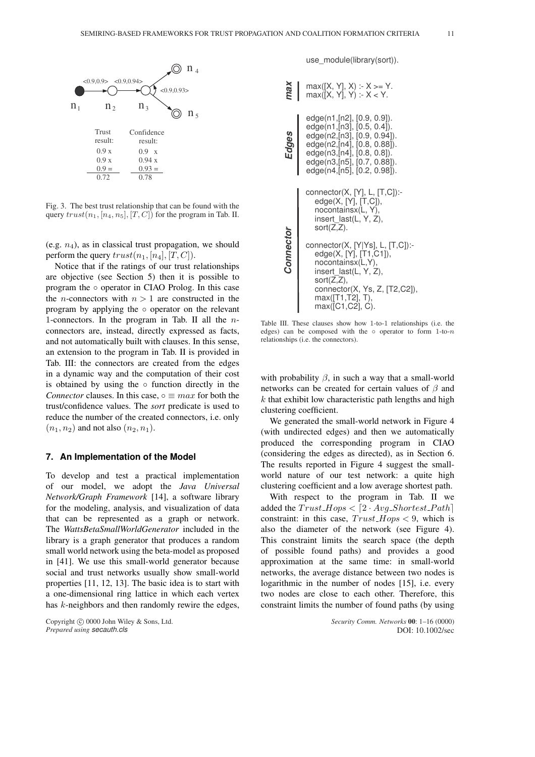Fig. 3. The best trust relationship that can be found with the query $trust(n_1, [n_4, n_5], [T, C])$ for the program in Tab. II.

(e.g. $n_4$), as in classical trust propagation, we should perform the query $trust(n_1, [n_4], [T, C])$.

Notice that if the ratings of our trust relationships are objective (see Section 5) then it is possible to program the $\circ$ operator in CIAO Prolog. In this case the $n$-connectors with $n > 1$ are constructed in the program by applying the $\circ$ operator on the relevant 1-connectors. In the program in Tab. II all the $n$-connectors are, instead, directly expressed as facts, and not automatically built with clauses. In this sense, an extension to the program in Tab. II is provided in Tab. III: the connectors are created from the edges in a dynamic way and the computation of their cost is obtained by using the $\circ$ function directly in the *Connector* clauses. In this case, $\circ \equiv max$ for both the trust/confidence values. The *sort* predicate is used to reduce the number of the created connectors, i.e. only $(n_1, n_2)$ and not also $(n_2, n_1)$.

## 7. An Implementation of the Model

To develop and test a practical implementation of our model, we adopt the *Java Universal Network/Graph Framework* [14], a software library for the modeling, analysis, and visualization of data that can be represented as a graph or network. The *WattsBetaSmallWorldGenerator* included in the library is a graph generator that produces a random small world network using the beta-model as proposed in [41]. We use this small-world generator because social and trust networks usually show small-world properties [11, 12, 13]. The basic idea is to start with a one-dimensional ring lattice in which each vertex has $k$-neighbors and then randomly rewire the edges, with probability $\beta$, in such a way that a small-world networks can be created for certain values of $\beta$ and $k$ that exhibit low characteristic path lengths and high clustering coefficient.

```
use_module(library(sort)).

% max
max([X, Y], X) :- X >= Y.
max([X, Y], Y) :- X < Y.

% Edges
edge(n1,[n2], [0.9, 0.9]).
edge(n1,[n3], [0.5, 0.4]).
edge(n2,[n3], [0.9, 0.94]).
edge(n2,[n4], [0.8, 0.88]).
edge(n3,[n4], [0.8, 0.8]).
edge(n3,[n5], [0.7, 0.88]).
edge(n4,[n5], [0.2, 0.98]).

% Connector
connector(X, [Y], L, [T,C]):-
    edge(X, [Y], [T,C]),
    nocontainsx(L, Y),
    insert_last(L, Y, Z),
    sort(Z,Z).

connector(X, [Y|Ys], L, [T,C]):-
    edge(X, [Y], [T1,C1]),
    nocontainsx(L,Y),
    insert_last(L, Y, Z),
    sort(Z,Z),
    connector(X, Ys, Z, [T2,C2]),
    max([T1,T2], T),
    max([C1,C2], C).
```

Table III. These clauses show how 1-to-1 relationships (i.e. the edges) can be composed with the $\circ$ operator to form 1-to-$n$ relationships (i.e. the connectors).

We generated the small-world network in Figure 4 (with undirected edges) and then we automatically produced the corresponding program in CIAO (considering the edges as directed), as in Section 6. The results reported in Figure 4 suggest the small-world nature of our test network: a quite high clustering coefficient and a low average shortest path.

With respect to the program in Tab. II we added the $Trust\_Hops < \lceil 2 \cdot Avg\_Shortest\_Path \rceil$ constraint: in this case, $Trust\_Hops < 9$, which is also the diameter of the network (see Figure 4). This constraint limits the search space (the depth of possible found paths) and provides a good approximation at the same time: in small-world networks, the average distance between two nodes is logarithmic in the number of nodes [15], i.e. every two nodes are close to each other. Therefore, this constraint limits the number of found paths (by using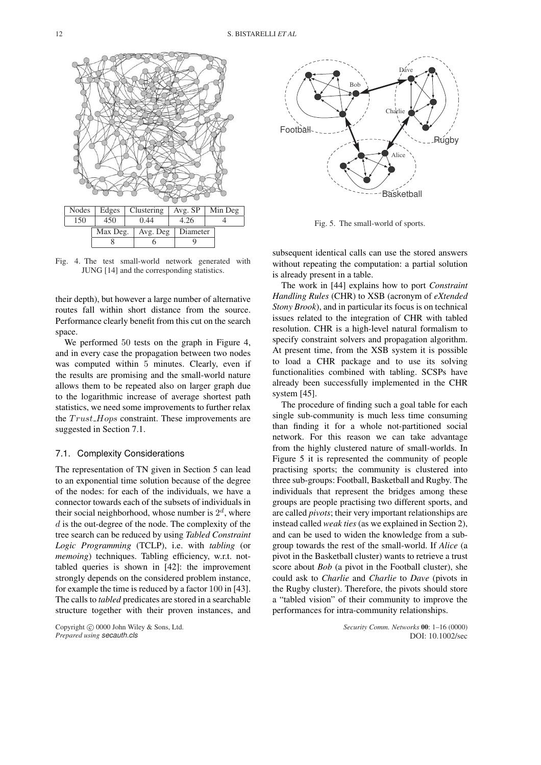| Nodes | Edges | Clustering | Avg. SP | Min Deg |
|---|---|---|---|---|
| 150 | 450 | 0.44 | 4.26 | 4 |

| Max Deg. | Avg. Deg | Diameter |
|---|---|---|
| 8 | 6 | 9 |

Fig. 4. The test small-world network generated with JUNG [14] and the corresponding statistics.

their depth), but however a large number of alternative routes fall within short distance from the source. Performance clearly benefit from this cut on the search space.

We performed 50 tests on the graph in Figure 4, and in every case the propagation between two nodes was computed within 5 minutes. Clearly, even if the results are promising and the small-world nature allows them to be repeated also on larger graph due to the logarithmic increase of average shortest path statistics, we need some improvements to further relax the $Trust\_Hops$ constraint. These improvements are suggested in Section 7.1.

## 7.1. Complexity Considerations

The representation of TN given in Section 5 can lead to an exponential time solution because of the degree of the nodes: for each of the individuals, we have a connector towards each of the subsets of individuals in their social neighborhood, whose number is $2^d$, where $d$ is the out-degree of the node. The complexity of the tree search can be reduced by using *Tabled Constraint Logic Programming* (TCLP), i.e. with *tabling* (or *memoing*) techniques. Tabling efficiency, w.r.t. not-tabled queries is shown in [42]: the improvement strongly depends on the considered problem instance, for example the time is reduced by a factor 100 in [43]. The calls to *tabled* predicates are stored in a searchable structure together with their proven instances, and subsequent identical calls can use the stored answers without repeating the computation: a partial solution is already present in a table.

Fig. 5. The small-world of sports.

The work in [44] explains how to port *Constraint Handling Rules* (CHR) to XSB (acronym of *eXtended Stony Brook*), and in particular its focus is on technical issues related to the integration of CHR with tabled resolution. CHR is a high-level natural formalism to specify constraint solvers and propagation algorithm. At present time, from the XSB system it is possible to load a CHR package and to use its solving functionalities combined with tabling. SCSPs have already been successfully implemented in the CHR system [45].

The procedure of finding such a goal table for each single sub-community is much less time consuming than finding it for a whole not-partitioned social network. For this reason we can take advantage from the highly clustered nature of small-worlds. In Figure 5 it is represented the community of people practising sports; the community is clustered into three sub-groups: Football, Basketball and Rugby. The individuals that represent the bridges among these groups are people practising two different sports, and are called *pivots*; their very important relationships are instead called *weak ties* (as we explained in Section 2), and can be used to widen the knowledge from a sub-group towards the rest of the small-world. If *Alice* (a pivot in the Basketball cluster) wants to retrieve a trust score about *Bob* (a pivot in the Football cluster), she could ask to *Charlie* and *Charlie* to *Dave* (pivots in the Rugby cluster). Therefore, the pivots should store a "tabled vision" of their community to improve the performances for intra-community relationships.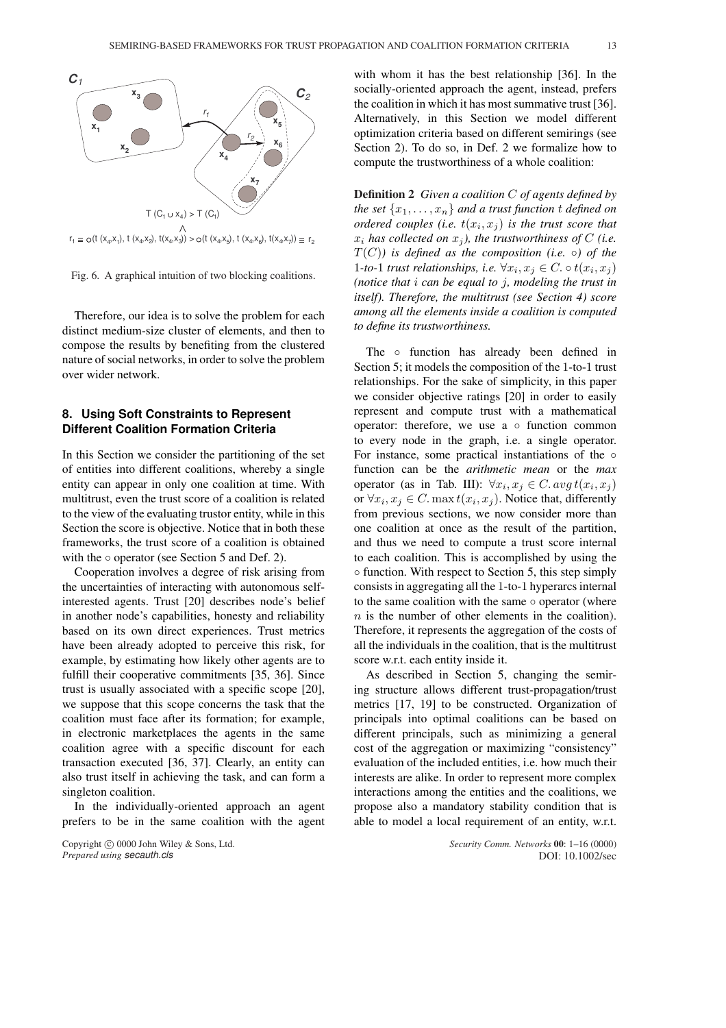$T(C_1 \cup x_4) > T(C_1)$

$\wedge$

$r_1 \equiv \circ(t(x_4,x_1), t(x_4,x_2), t(x_4,x_3)) > \circ(t(x_4,x_5), t(x_4,x_6), t(x_4,x_7)) \equiv r_2$

Fig. 6. A graphical intuition of two blocking coalitions.

Therefore, our idea is to solve the problem for each distinct medium-size cluster of elements, and then to compose the results by benefiting from the clustered nature of social networks, in order to solve the problem over wider network.

## 8. Using Soft Constraints to Represent Different Coalition Formation Criteria

In this Section we consider the partitioning of the set of entities into different coalitions, whereby a single entity can appear in only one coalition at time. With multitrust, even the trust score of a coalition is related to the view of the evaluating trustor entity, while in this Section the score is objective. Notice that in both these frameworks, the trust score of a coalition is obtained with the $\circ$ operator (see Section 5 and Def. 2).

Cooperation involves a degree of risk arising from the uncertainties of interacting with autonomous self-interested agents. Trust [20] describes node's belief in another node's capabilities, honesty and reliability based on its own direct experiences. Trust metrics have been already adopted to perceive this risk, for example, by estimating how likely other agents are to fulfill their cooperative commitments [35, 36]. Since trust is usually associated with a specific scope [20], we suppose that this scope concerns the task that the coalition must face after its formation; for example, in electronic marketplaces the agents in the same coalition agree with a specific discount for each transaction executed [36, 37]. Clearly, an entity can also trust itself in achieving the task, and can form a singleton coalition.

In the individually-oriented approach an agent prefers to be in the same coalition with the agent with whom it has the best relationship [36]. In the socially-oriented approach the agent, instead, prefers the coalition in which it has most summative trust [36]. Alternatively, in this Section we model different optimization criteria based on different semirings (see Section 2). To do so, in Def. 2 we formalize how to compute the trustworthiness of a whole coalition:

**Definition 2** *Given a coalition $C$ of agents defined by the set $\{x_1, \ldots, x_n\}$ and a trust function $t$ defined on ordered couples (i.e. $t(x_i, x_j)$ is the trust score that $x_i$ has collected on $x_j$), the trustworthiness of $C$ (i.e. $T(C)$) is defined as the composition (i.e. $\circ$) of the 1-to-1 trust relationships, i.e. $\forall x_i, x_j \in C. \circ t(x_i, x_j)$ (notice that $i$ can be equal to $j$, modeling the trust in itself). Therefore, the multitrust (see Section 4) score among all the elements inside a coalition is computed to define its trustworthiness.*

The $\circ$ function has already been defined in Section 5; it models the composition of the 1-to-1 trust relationships. For the sake of simplicity, in this paper we consider objective ratings [20] in order to easily represent and compute trust with a mathematical operator: therefore, we use a $\circ$ function common to every node in the graph, i.e. a single operator. For instance, some practical instantiations of the $\circ$ function can be the *arithmetic mean* or the *max* operator (as in Tab. III): $\forall x_i, x_j \in C. avg\, t(x_i, x_j)$ or $\forall x_i, x_j \in C. \max t(x_i, x_j)$. Notice that, differently from previous sections, we now consider more than one coalition at once as the result of the partition, and thus we need to compute a trust score internal to each coalition. This is accomplished by using the $\circ$ function. With respect to Section 5, this step simply consists in aggregating all the 1-to-1 hyperarcs internal to the same coalition with the same $\circ$ operator (where $n$ is the number of other elements in the coalition). Therefore, it represents the aggregation of the costs of all the individuals in the coalition, that is the multitrust score w.r.t. each entity inside it.

As described in Section 5, changing the semiring structure allows different trust-propagation/trust metrics [17, 19] to be constructed. Organization of principals into optimal coalitions can be based on different principals, such as minimizing a general cost of the aggregation or maximizing "consistency" evaluation of the included entities, i.e. how much their interests are alike. In order to represent more complex interactions among the entities and the coalitions, we propose also a mandatory stability condition that is able to model a local requirement of an entity, w.r.t.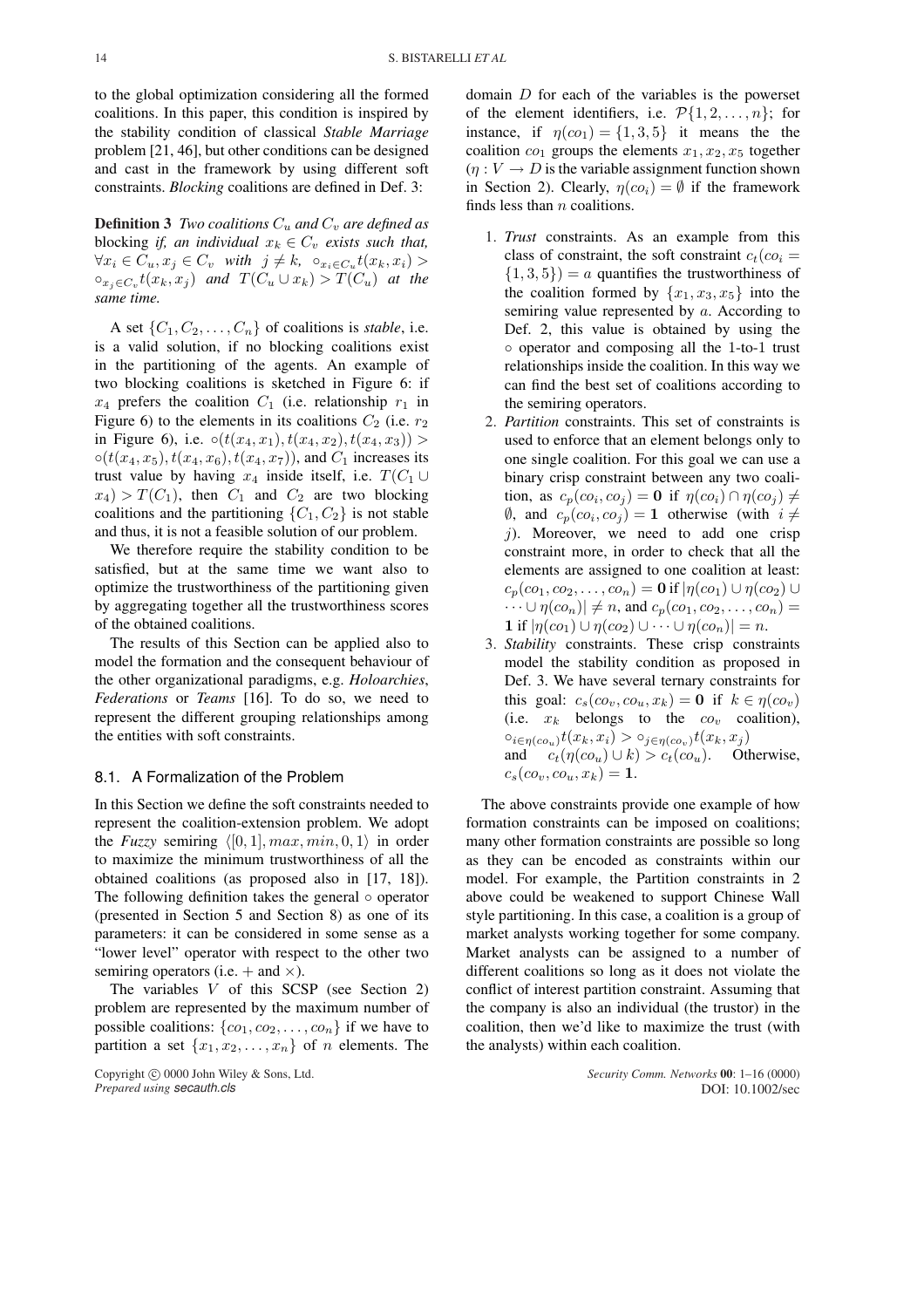to the global optimization considering all the formed coalitions. In this paper, this condition is inspired by the stability condition of classical *Stable Marriage* problem [21, 46], but other conditions can be designed and cast in the framework by using different soft constraints. *Blocking* coalitions are defined in Def. 3:

**Definition 3** *Two coalitions $C_u$ and $C_v$ are defined as* blocking *if, an individual $x_k \in C_v$ exists such that, $\forall x_i \in C_u, x_j \in C_v$ with $j \neq k$, $\circ_{x_i \in C_u} t(x_k, x_i) > \circ_{x_j \in C_v} t(x_k, x_j)$ and $T(C_u \cup x_k) > T(C_u)$ at the same time.*

A set $\{C_1, C_2, \ldots, C_n\}$ of coalitions is *stable*, i.e. is a valid solution, if no blocking coalitions exist in the partitioning of the agents. An example of two blocking coalitions is sketched in Figure 6: if $x_4$ prefers the coalition $C_1$ (i.e. relationship $r_1$ in Figure 6) to the elements in its coalitions $C_2$ (i.e. $r_2$ in Figure 6), i.e. $\circ(t(x_4, x_1), t(x_4, x_2), t(x_4, x_3)) > \circ(t(x_4, x_5), t(x_4, x_6), t(x_4, x_7))$, and $C_1$ increases its trust value by having $x_4$ inside itself, i.e. $T(C_1 \cup x_4) > T(C_1)$, then $C_1$ and $C_2$ are two blocking coalitions and the partitioning $\{C_1, C_2\}$ is not stable and thus, it is not a feasible solution of our problem.

We therefore require the stability condition to be satisfied, but at the same time we want also to optimize the trustworthiness of the partitioning given by aggregating together all the trustworthiness scores of the obtained coalitions.

The results of this Section can be applied also to model the formation and the consequent behaviour of the other organizational paradigms, e.g. *Holoarchies*, *Federations* or *Teams* [16]. To do so, we need to represent the different grouping relationships among the entities with soft constraints.

## 8.1. A Formalization of the Problem

In this Section we define the soft constraints needed to represent the coalition-extension problem. We adopt the *Fuzzy* semiring $\langle [0, 1], max, min, 0, 1\rangle$ in order to maximize the minimum trustworthiness of all the obtained coalitions (as proposed also in [17, 18]). The following definition takes the general $\circ$ operator (presented in Section 5 and Section 8) as one of its parameters: it can be considered in some sense as a "lower level" operator with respect to the other two semiring operators (i.e. $+$ and $\times$).

The variables $V$ of this SCSP (see Section 2) problem are represented by the maximum number of possible coalitions: $\{co_1, co_2, \ldots, co_n\}$ if we have to partition a set $\{x_1, x_2, \ldots, x_n\}$ of $n$ elements. The domain $D$ for each of the variables is the powerset of the element identifiers, i.e. $\mathcal{P}\{1, 2, \ldots, n\}$; for instance, if $\eta(co_1) = \{1, 3, 5\}$ it means the the coalition $co_1$ groups the elements $x_1, x_2, x_5$ together ($\eta : V \to D$ is the variable assignment function shown in Section 2). Clearly, $\eta(co_i) = \emptyset$ if the framework finds less than $n$ coalitions.

1. *Trust* constraints. As an example from this class of constraint, the soft constraint $c_t(co_i = \{1, 3, 5\}) = a$ quantifies the trustworthiness of the coalition formed by $\{x_1, x_3, x_5\}$ into the semiring value represented by $a$. According to Def. 2, this value is obtained by using the $\circ$ operator and composing all the 1-to-1 trust relationships inside the coalition. In this way we can find the best set of coalitions according to the semiring operators.
2. *Partition* constraints. This set of constraints is used to enforce that an element belongs only to one single coalition. For this goal we can use a binary crisp constraint between any two coalition, as $c_p(co_i, co_j) = \mathbf{0}$ if $\eta(co_i) \cap \eta(co_j) \neq \emptyset$, and $c_p(co_i, co_j) = \mathbf{1}$ otherwise (with $i \neq j$). Moreover, we need to add one crisp constraint more, in order to check that all the elements are assigned to one coalition at least: $c_p(co_1, co_2, \ldots, co_n) = \mathbf{0}$ if $|\eta(co_1) \cup \eta(co_2) \cup \cdots \cup \eta(co_n)| \neq n$, and $c_p(co_1, co_2, \ldots, co_n) = \mathbf{1}$ if $|\eta(co_1) \cup \eta(co_2) \cup \cdots \cup \eta(co_n)| = n$.
3. *Stability* constraints. These crisp constraints model the stability condition as proposed in Def. 3. We have several ternary constraints for this goal: $c_s(co_v, co_u, x_k) = \mathbf{0}$ if $k \in \eta(co_v)$ (i.e. $x_k$ belongs to the $co_v$ coalition), $\circ_{i \in \eta(co_u)} t(x_k, x_i) > \circ_{j \in \eta(co_v)} t(x_k, x_j)$ and $c_t(\eta(co_u) \cup k) > c_t(co_u)$. Otherwise, $c_s(co_v, co_u, x_k) = \mathbf{1}$.

The above constraints provide one example of how formation constraints can be imposed on coalitions; many other formation constraints are possible so long as they can be encoded as constraints within our model. For example, the Partition constraints in 2 above could be weakened to support Chinese Wall style partitioning. In this case, a coalition is a group of market analysts working together for some company. Market analysts can be assigned to a number of different coalitions so long as it does not violate the conflict of interest partition constraint. Assuming that the company is also an individual (the trustor) in the coalition, then we'd like to maximize the trust (with the analysts) within each coalition.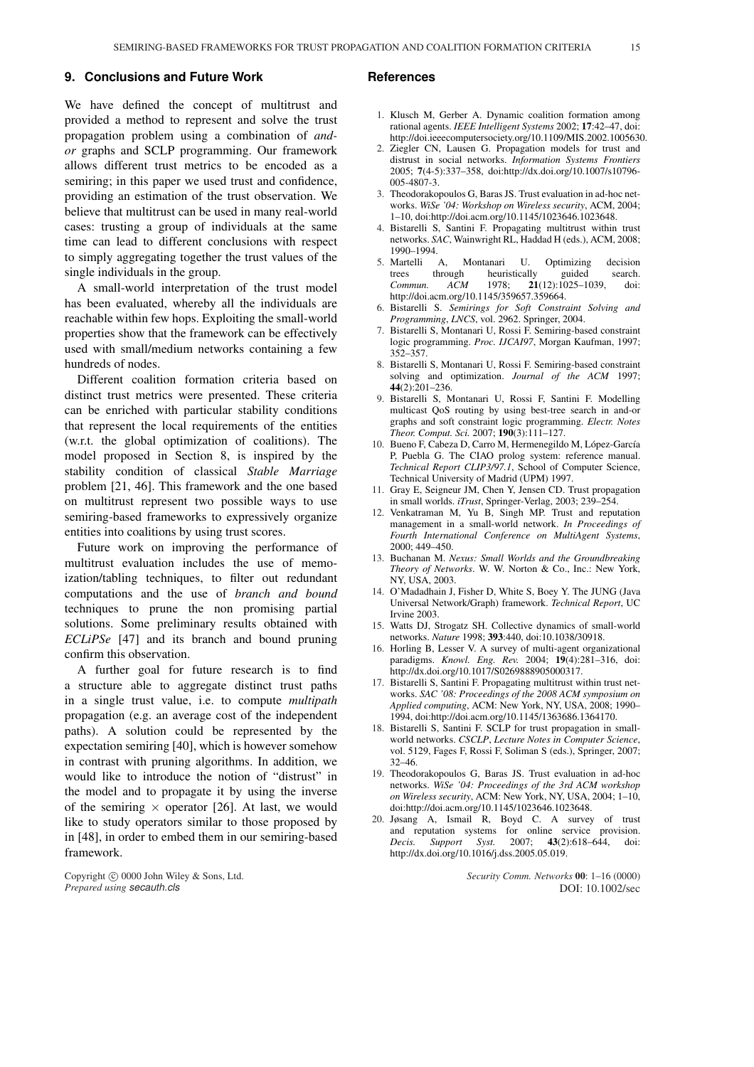## 9. Conclusions and Future Work

We have defined the concept of multitrust and provided a method to represent and solve the trust propagation problem using a combination of *and-or* graphs and SCLP programming. Our framework allows different trust metrics to be encoded as a semiring; in this paper we used trust and confidence, providing an estimation of the trust observation. We believe that multitrust can be used in many real-world cases: trusting a group of individuals at the same time can lead to different conclusions with respect to simply aggregating together the trust values of the single individuals in the group.

A small-world interpretation of the trust model has been evaluated, whereby all the individuals are reachable within few hops. Exploiting the small-world properties show that the framework can be effectively used with small/medium networks containing a few hundreds of nodes.

Different coalition formation criteria based on distinct trust metrics were presented. These criteria can be enriched with particular stability conditions that represent the local requirements of the entities (w.r.t. the global optimization of coalitions). The model proposed in Section 8, is inspired by the stability condition of classical *Stable Marriage* problem [21, 46]. This framework and the one based on multitrust represent two possible ways to use semiring-based frameworks to expressively organize entities into coalitions by using trust scores.

Future work on improving the performance of multitrust evaluation includes the use of memoization/tabling techniques, to filter out redundant computations and the use of *branch and bound* techniques to prune the non promising partial solutions. Some preliminary results obtained with *ECLiPSe* [47] and its branch and bound pruning confirm this observation.

A further goal for future research is to find a structure able to aggregate distinct trust paths in a single trust value, i.e. to compute *multipath* propagation (e.g. an average cost of the independent paths). A solution could be represented by the expectation semiring [40], which is however somehow in contrast with pruning algorithms. In addition, we would like to introduce the notion of "distrust" in the model and to propagate it by using the inverse of the semiring $\times$ operator [26]. At last, we would like to study operators similar to those proposed by in [48], in order to embed them in our semiring-based framework.

## References

1. Klusch M, Gerber A. Dynamic coalition formation among rational agents. *IEEE Intelligent Systems* 2002; **17**:42–47, doi: http://doi.ieeecomputersociety.org/10.1109/MIS.2002.1005630.
2. Ziegler CN, Lausen G. Propagation models for trust and distrust in social networks. *Information Systems Frontiers* 2005; **7**(4-5):337–358, doi:http://dx.doi.org/10.1007/s10796-005-4807-3.
3. Theodorakopoulos G, Baras JS. Trust evaluation in ad-hoc networks. *WiSe '04: Workshop on Wireless security*, ACM, 2004; 1–10, doi:http://doi.acm.org/10.1145/1023646.1023648.
4. Bistarelli S, Santini F. Propagating multitrust within trust networks. *SAC*, Wainwright RL, Haddad H (eds.), ACM, 2008; 1990–1994.
5. Martelli A, Montanari U. Optimizing decision trees through heuristically guided search. *Commun. ACM* 1978; **21**(12):1025–1039, doi: http://doi.acm.org/10.1145/359657.359664.
6. Bistarelli S. *Semirings for Soft Constraint Solving and Programming*, *LNCS*, vol. 2962. Springer, 2004.
7. Bistarelli S, Montanari U, Rossi F. Semiring-based constraint logic programming. *Proc. IJCAI97*, Morgan Kaufman, 1997; 352–357.
8. Bistarelli S, Montanari U, Rossi F. Semiring-based constraint solving and optimization. *Journal of the ACM* 1997; **44**(2):201–236.
9. Bistarelli S, Montanari U, Rossi F, Santini F. Modelling multicast QoS routing by using best-tree search in and-or graphs and soft constraint logic programming. *Electr. Notes Theor. Comput. Sci.* 2007; **190**(3):111–127.
10. Bueno F, Cabeza D, Carro M, Hermenegildo M, López-García P, Puebla G. The CIAO prolog system: reference manual. *Technical Report CLIP3/97.1*, School of Computer Science, Technical University of Madrid (UPM) 1997.
11. Gray E, Seigneur JM, Chen Y, Jensen CD. Trust propagation in small worlds. *iTrust*, Springer-Verlag, 2003; 239–254.
12. Venkatraman M, Yu B, Singh MP. Trust and reputation management in a small-world network. *In Proceedings of Fourth International Conference on MultiAgent Systems*, 2000; 449–450.
13. Buchanan M. *Nexus: Small Worlds and the Groundbreaking Theory of Networks*. W. W. Norton & Co., Inc.: New York, NY, USA, 2003.
14. O'Madadhain J, Fisher D, White S, Boey Y. The JUNG (Java Universal Network/Graph) framework. *Technical Report*, UC Irvine 2003.
15. Watts DJ, Strogatz SH. Collective dynamics of small-world networks. *Nature* 1998; **393**:440, doi:10.1038/30918.
16. Horling B, Lesser V. A survey of multi-agent organizational paradigms. *Knowl. Eng. Rev.* 2004; **19**(4):281–316, doi: http://dx.doi.org/10.1017/S0269888905000317.
17. Bistarelli S, Santini F. Propagating multitrust within trust networks. *SAC '08: Proceedings of the 2008 ACM symposium on Applied computing*, ACM: New York, NY, USA, 2008; 1990–1994, doi:http://doi.acm.org/10.1145/1363686.1364170.
18. Bistarelli S, Santini F. SCLP for trust propagation in small-world networks. *CSCLP*, *Lecture Notes in Computer Science*, vol. 5129, Fages F, Rossi F, Soliman S (eds.), Springer, 2007; 32–46.
19. Theodorakopoulos G, Baras JS. Trust evaluation in ad-hoc networks. *WiSe '04: Proceedings of the 3rd ACM workshop on Wireless security*, ACM: New York, NY, USA, 2004; 1–10, doi:http://doi.acm.org/10.1145/1023646.1023648.
20. Jøsang A, Ismail R, Boyd C. A survey of trust and reputation systems for online service provision. *Decis. Support Syst.* 2007; **43**(2):618–644, doi: http://dx.doi.org/10.1016/j.dss.2005.05.019.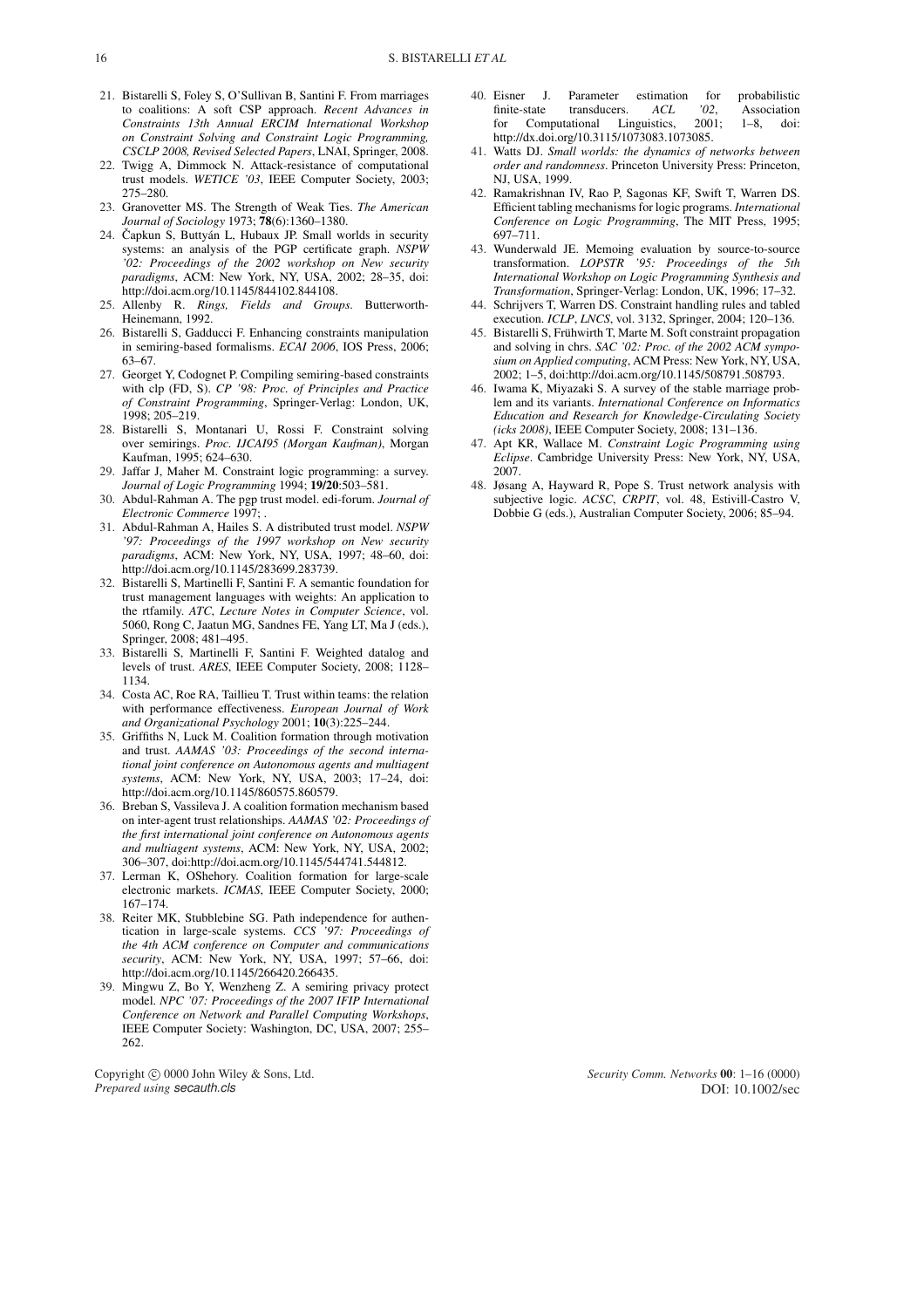21. Bistarelli S, Foley S, O'Sullivan B, Santini F. From marriages to coalitions: A soft CSP approach. *Recent Advances in Constraints 13th Annual ERCIM International Workshop on Constraint Solving and Constraint Logic Programming, CSCLP 2008, Revised Selected Papers*, LNAI, Springer, 2008.
22. Twigg A, Dimmock N. Attack-resistance of computational trust models. *WETICE '03*, IEEE Computer Society, 2003; 275–280.
23. Granovetter MS. The Strength of Weak Ties. *The American Journal of Sociology* 1973; **78**(6):1360–1380.
24. Čapkun S, Buttyán L, Hubaux JP. Small worlds in security systems: an analysis of the PGP certificate graph. *NSPW '02: Proceedings of the 2002 workshop on New security paradigms*, ACM: New York, NY, USA, 2002; 28–35, doi: http://doi.acm.org/10.1145/844102.844108.
25. Allenby R. *Rings, Fields and Groups*. Butterworth-Heinemann, 1992.
26. Bistarelli S, Gadducci F. Enhancing constraints manipulation in semiring-based formalisms. *ECAI 2006*, IOS Press, 2006; 63–67.
27. Georget Y, Codognet P. Compiling semiring-based constraints with clp (FD, S). *CP '98: Proc. of Principles and Practice of Constraint Programming*, Springer-Verlag: London, UK, 1998; 205–219.
28. Bistarelli S, Montanari U, Rossi F. Constraint solving over semirings. *Proc. IJCAI95 (Morgan Kaufman)*, Morgan Kaufman, 1995; 624–630.
29. Jaffar J, Maher M. Constraint logic programming: a survey. *Journal of Logic Programming* 1994; **19/20**:503–581.
30. Abdul-Rahman A. The pgp trust model. edi-forum. *Journal of Electronic Commerce* 1997; .
31. Abdul-Rahman A, Hailes S. A distributed trust model. *NSPW '97: Proceedings of the 1997 workshop on New security paradigms*, ACM: New York, NY, USA, 1997; 48–60, doi: http://doi.acm.org/10.1145/283699.283739.
32. Bistarelli S, Martinelli F, Santini F. A semantic foundation for trust management languages with weights: An application to the rtfamily. *ATC*, *Lecture Notes in Computer Science*, vol. 5060, Rong C, Jaatun MG, Sandnes FE, Yang LT, Ma J (eds.), Springer, 2008; 481–495.
33. Bistarelli S, Martinelli F, Santini F. Weighted datalog and levels of trust. *ARES*, IEEE Computer Society, 2008; 1128–1134.
34. Costa AC, Roe RA, Taillieu T. Trust within teams: the relation with performance effectiveness. *European Journal of Work and Organizational Psychology* 2001; **10**(3):225–244.
35. Griffiths N, Luck M. Coalition formation through motivation and trust. *AAMAS '03: Proceedings of the second international joint conference on Autonomous agents and multiagent systems*, ACM: New York, NY, USA, 2003; 17–24, doi: http://doi.acm.org/10.1145/860575.860579.
36. Breban S, Vassileva J. A coalition formation mechanism based on inter-agent trust relationships. *AAMAS '02: Proceedings of the first international joint conference on Autonomous agents and multiagent systems*, ACM: New York, NY, USA, 2002; 306–307, doi:http://doi.acm.org/10.1145/544741.544812.
37. Lerman K, OShehory. Coalition formation for large-scale electronic markets. *ICMAS*, IEEE Computer Society, 2000; 167–174.
38. Reiter MK, Stubblebine SG. Path independence for authentication in large-scale systems. *CCS '97: Proceedings of the 4th ACM conference on Computer and communications security*, ACM: New York, NY, USA, 1997; 57–66, doi: http://doi.acm.org/10.1145/266420.266435.
39. Mingwu Z, Bo Y, Wenzheng Z. A semiring privacy protect model. *NPC '07: Proceedings of the 2007 IFIP International Conference on Network and Parallel Computing Workshops*, IEEE Computer Society: Washington, DC, USA, 2007; 255–262.
40. Eisner J. Parameter estimation for probabilistic finite-state transducers. *ACL '02*, Association for Computational Linguistics, 2001; 1–8, doi: http://dx.doi.org/10.3115/1073083.1073085.
41. Watts DJ. *Small worlds: the dynamics of networks between order and randomness*. Princeton University Press: Princeton, NJ, USA, 1999.
42. Ramakrishnan IV, Rao P, Sagonas KF, Swift T, Warren DS. Efficient tabling mechanisms for logic programs. *International Conference on Logic Programming*, The MIT Press, 1995; 697–711.
43. Wunderwald JE. Memoing evaluation by source-to-source transformation. *LOPSTR '95: Proceedings of the 5th International Workshop on Logic Programming Synthesis and Transformation*, Springer-Verlag: London, UK, 1996; 17–32.
44. Schrijvers T, Warren DS. Constraint handling rules and tabled execution. *ICLP*, *LNCS*, vol. 3132, Springer, 2004; 120–136.
45. Bistarelli S, Frühwirth T, Marte M. Soft constraint propagation and solving in chrs. *SAC '02: Proc. of the 2002 ACM symposium on Applied computing*, ACM Press: New York, NY, USA, 2002; 1–5, doi:http://doi.acm.org/10.1145/508791.508793.
46. Iwama K, Miyazaki S. A survey of the stable marriage problem and its variants. *International Conference on Informatics Education and Research for Knowledge-Circulating Society (icks 2008)*, IEEE Computer Society, 2008; 131–136.
47. Apt KR, Wallace M. *Constraint Logic Programming using Eclipse*. Cambridge University Press: New York, NY, USA, 2007.
48. Jøsang A, Hayward R, Pope S. Trust network analysis with subjective logic. *ACSC*, *CRPIT*, vol. 48, Estivill-Castro V, Dobbie G (eds.), Australian Computer Society, 2006; 85–94.